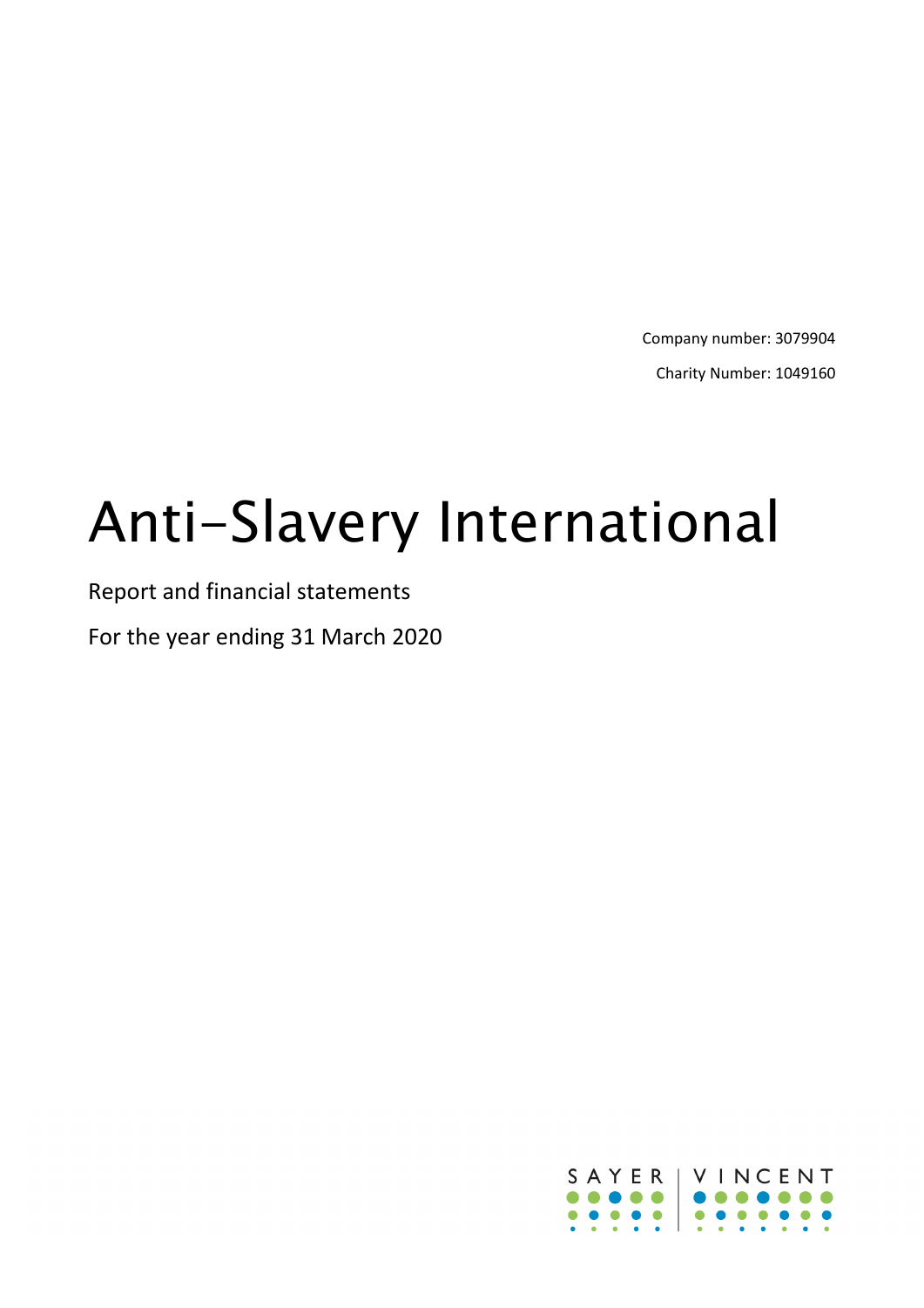Company number: 3079904

Charity Number: 1049160

# Anti-Slavery International

Report and financial statements

For the year ending 31 March 2020

SAYER | VINCENT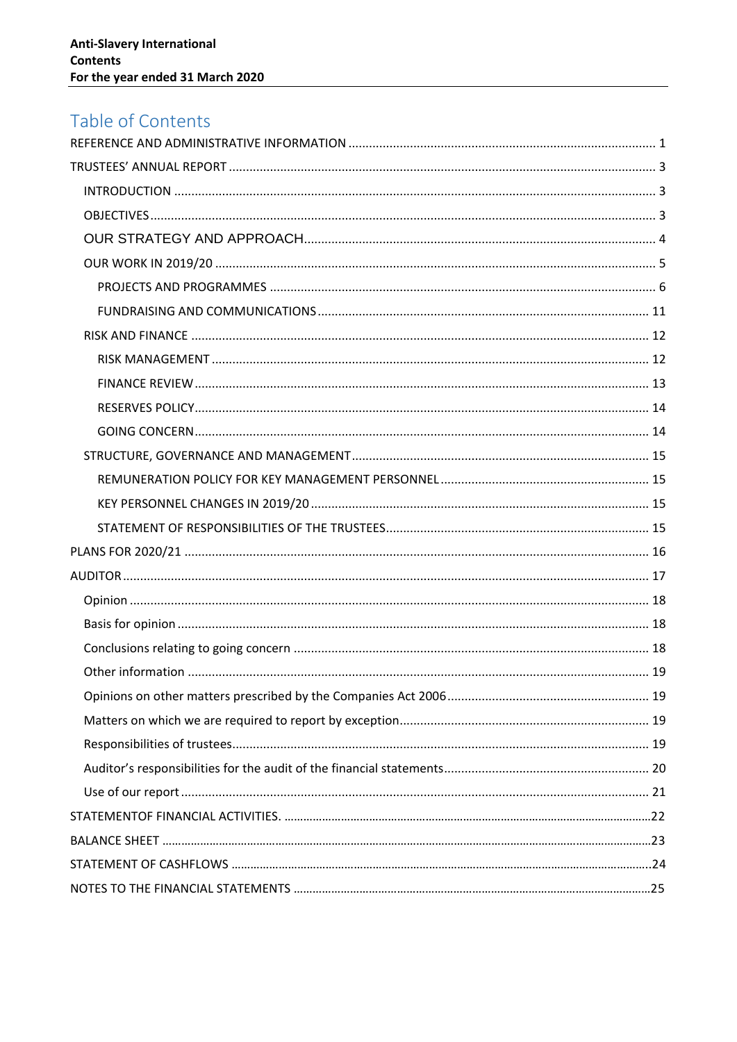# Table of Contents

REFEERENCE AND ADMINISTRATIVE INFORMATION ..... 1

TRUSTEES' ANNUAL REPORT ..... 3

- INTRODUCTION ..... 3
- OBJECTIVES ..... 3
- OUR STRATEGY AND APPROACH ..... 4
- OUR WORK IN 2019/20 ..... 5
  - PROJECTS AND PROGRAMMES ..... 6
  - FUNDRAISING AND COMMUNICATIONS ..... 11
- RISK AND FINANCE ..... 12
  - RISK MANAGEMENT ..... 12
  - FINANCE REVIEW ..... 13
  - RESERVES POLICY ..... 14
  - GOING CONCERN ..... 14
- STRUCTURE, GOVERNANCE AND MANAGEMENT ..... 15
  - REMUNERATION POLICY FOR KEY MANAGEMENT PERSONNEL ..... 15
  - KEY PERSONNEL CHANGES IN 2019/20 ..... 15
  - STATEMENT OF RESPONSIBILITIES OF THE TRUSTEES ..... 15

PLANS FOR 2020/21 ..... 16

AUDITOR ..... 17

- Opinion ..... 18
- Basis for opinion ..... 18
- Conclusions relating to going concern ..... 18
- Other information ..... 19
- Opinions on other matters prescribed by the Companies Act 2006 ..... 19
- Matters on which we are required to report by exception ..... 19
- Responsibilities of trustees ..... 19
- Auditor's responsibilities for the audit of the financial statements ..... 20
- Use of our report ..... 21

STATEMENTOF FINANCIAL ACTIVITIES. ..... 22

BALANCE SHEET ..... 23

STATEMENT OF CASHFLOWS ..... 24

NOTES TO THE FINANCIAL STATEMENTS ..... 25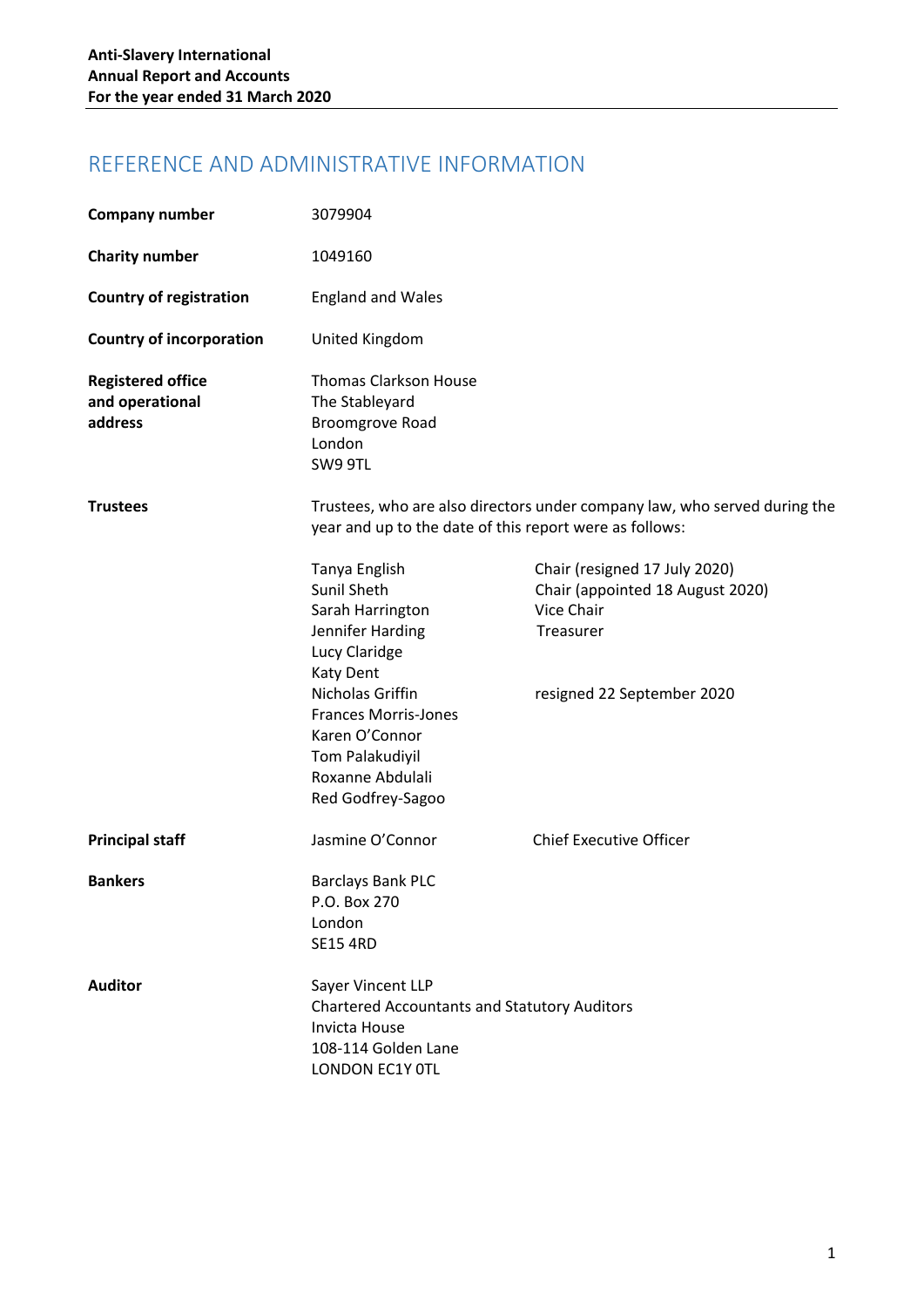# REFERENCE AND ADMINISTRATIVE INFORMATION

**Company number** 3079904

**Charity number** 1049160

**Country of registration** England and Wales

**Country of incorporation** United Kingdom

**Registered office and operational address**
Thomas Clarkson House
The Stableyard
Broomgrove Road
London
SW9 9TL

**Trustees**
Trustees, who are also directors under company law, who served during the year and up to the date of this report were as follows:

| | |
|---|---|
| Tanya English | Chair (resigned 17 July 2020) |
| Sunil Sheth | Chair (appointed 18 August 2020) |
| Sarah Harrington | Vice Chair |
| Jennifer Harding | Treasurer |
| Lucy Claridge | |
| Katy Dent | |
| Nicholas Griffin | resigned 22 September 2020 |
| Frances Morris-Jones | |
| Karen O'Connor | |
| Tom Palakudiyil | |
| Roxanne Abdulali | |
| Red Godfrey-Sagoo | |

**Principal staff**

| | |
|---|---|
| Jasmine O'Connor | Chief Executive Officer |

**Bankers**
Barclays Bank PLC
P.O. Box 270
London
SE15 4RD

**Auditor**
Sayer Vincent LLP
Chartered Accountants and Statutory Auditors
Invicta House
108-114 Golden Lane
LONDON EC1Y 0TL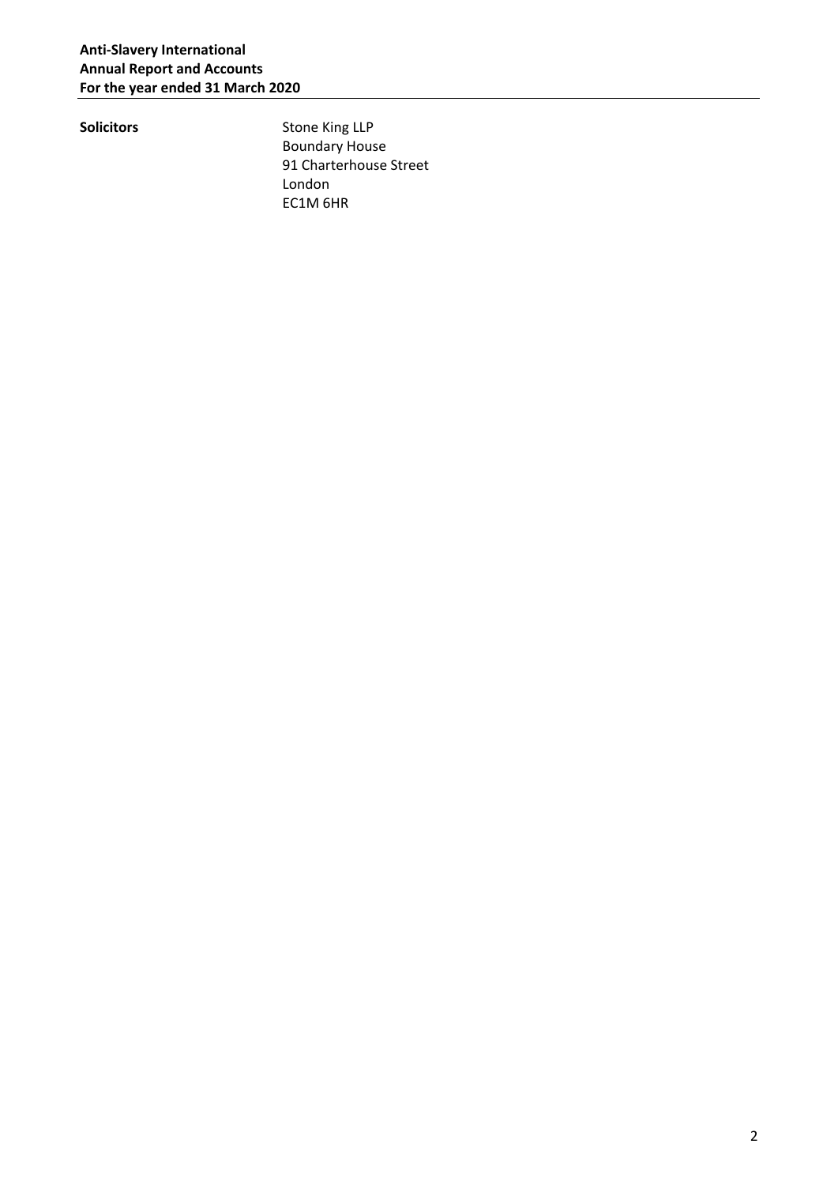| | |
|---|---|
| **Solicitors** | Stone King LLP<br>Boundary House<br>91 Charterhouse Street<br>London<br>EC1M 6HR |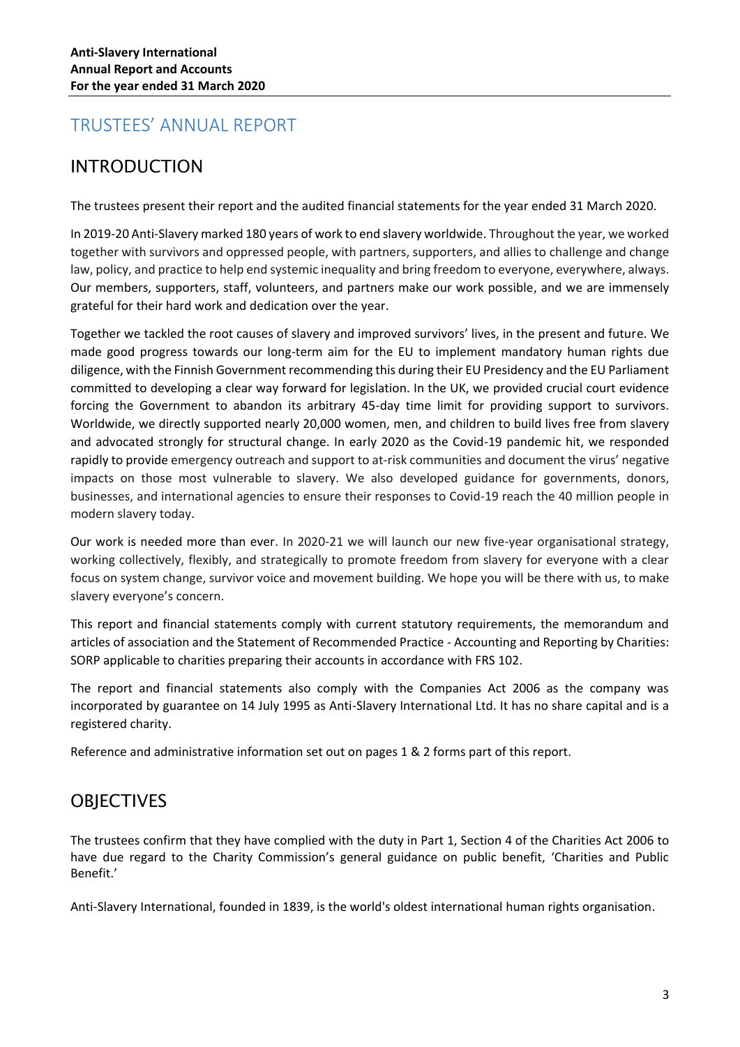# TRUSTEES' ANNUAL REPORT

## INTRODUCTION

The trustees present their report and the audited financial statements for the year ended 31 March 2020.

In 2019-20 Anti-Slavery marked 180 years of work to end slavery worldwide. Throughout the year, we worked together with survivors and oppressed people, with partners, supporters, and allies to challenge and change law, policy, and practice to help end systemic inequality and bring freedom to everyone, everywhere, always. Our members, supporters, staff, volunteers, and partners make our work possible, and we are immensely grateful for their hard work and dedication over the year.

Together we tackled the root causes of slavery and improved survivors' lives, in the present and future. We made good progress towards our long-term aim for the EU to implement mandatory human rights due diligence, with the Finnish Government recommending this during their EU Presidency and the EU Parliament committed to developing a clear way forward for legislation. In the UK, we provided crucial court evidence forcing the Government to abandon its arbitrary 45-day time limit for providing support to survivors. Worldwide, we directly supported nearly 20,000 women, men, and children to build lives free from slavery and advocated strongly for structural change. In early 2020 as the Covid-19 pandemic hit, we responded rapidly to provide emergency outreach and support to at-risk communities and document the virus' negative impacts on those most vulnerable to slavery. We also developed guidance for governments, donors, businesses, and international agencies to ensure their responses to Covid-19 reach the 40 million people in modern slavery today.

Our work is needed more than ever. In 2020-21 we will launch our new five-year organisational strategy, working collectively, flexibly, and strategically to promote freedom from slavery for everyone with a clear focus on system change, survivor voice and movement building. We hope you will be there with us, to make slavery everyone's concern.

This report and financial statements comply with current statutory requirements, the memorandum and articles of association and the Statement of Recommended Practice - Accounting and Reporting by Charities: SORP applicable to charities preparing their accounts in accordance with FRS 102.

The report and financial statements also comply with the Companies Act 2006 as the company was incorporated by guarantee on 14 July 1995 as Anti-Slavery International Ltd. It has no share capital and is a registered charity.

Reference and administrative information set out on pages 1 & 2 forms part of this report.

## OBJECTIVES

The trustees confirm that they have complied with the duty in Part 1, Section 4 of the Charities Act 2006 to have due regard to the Charity Commission's general guidance on public benefit, 'Charities and Public Benefit.'

Anti-Slavery International, founded in 1839, is the world's oldest international human rights organisation.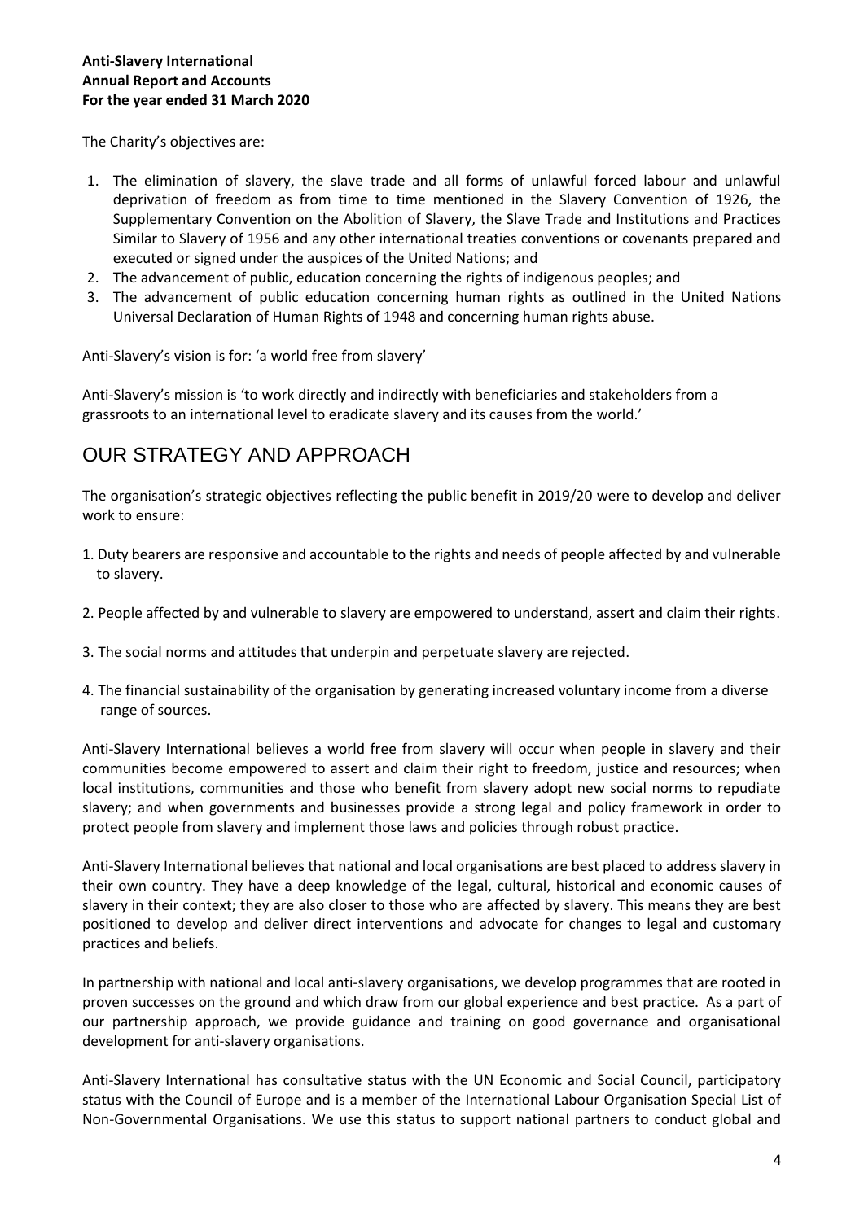The Charity's objectives are:

1. The elimination of slavery, the slave trade and all forms of unlawful forced labour and unlawful deprivation of freedom as from time to time mentioned in the Slavery Convention of 1926, the Supplementary Convention on the Abolition of Slavery, the Slave Trade and Institutions and Practices Similar to Slavery of 1956 and any other international treaties conventions or covenants prepared and executed or signed under the auspices of the United Nations; and
2. The advancement of public, education concerning the rights of indigenous peoples; and
3. The advancement of public education concerning human rights as outlined in the United Nations Universal Declaration of Human Rights of 1948 and concerning human rights abuse.

Anti-Slavery's vision is for: 'a world free from slavery'

Anti-Slavery's mission is 'to work directly and indirectly with beneficiaries and stakeholders from a grassroots to an international level to eradicate slavery and its causes from the world.'

# OUR STRATEGY AND APPROACH

The organisation's strategic objectives reflecting the public benefit in 2019/20 were to develop and deliver work to ensure:

1. Duty bearers are responsive and accountable to the rights and needs of people affected by and vulnerable to slavery.

2. People affected by and vulnerable to slavery are empowered to understand, assert and claim their rights.

3. The social norms and attitudes that underpin and perpetuate slavery are rejected.

4. The financial sustainability of the organisation by generating increased voluntary income from a diverse range of sources.

Anti-Slavery International believes a world free from slavery will occur when people in slavery and their communities become empowered to assert and claim their right to freedom, justice and resources; when local institutions, communities and those who benefit from slavery adopt new social norms to repudiate slavery; and when governments and businesses provide a strong legal and policy framework in order to protect people from slavery and implement those laws and policies through robust practice.

Anti-Slavery International believes that national and local organisations are best placed to address slavery in their own country. They have a deep knowledge of the legal, cultural, historical and economic causes of slavery in their context; they are also closer to those who are affected by slavery. This means they are best positioned to develop and deliver direct interventions and advocate for changes to legal and customary practices and beliefs.

In partnership with national and local anti-slavery organisations, we develop programmes that are rooted in proven successes on the ground and which draw from our global experience and best practice. As a part of our partnership approach, we provide guidance and training on good governance and organisational development for anti-slavery organisations.

Anti-Slavery International has consultative status with the UN Economic and Social Council, participatory status with the Council of Europe and is a member of the International Labour Organisation Special List of Non-Governmental Organisations. We use this status to support national partners to conduct global and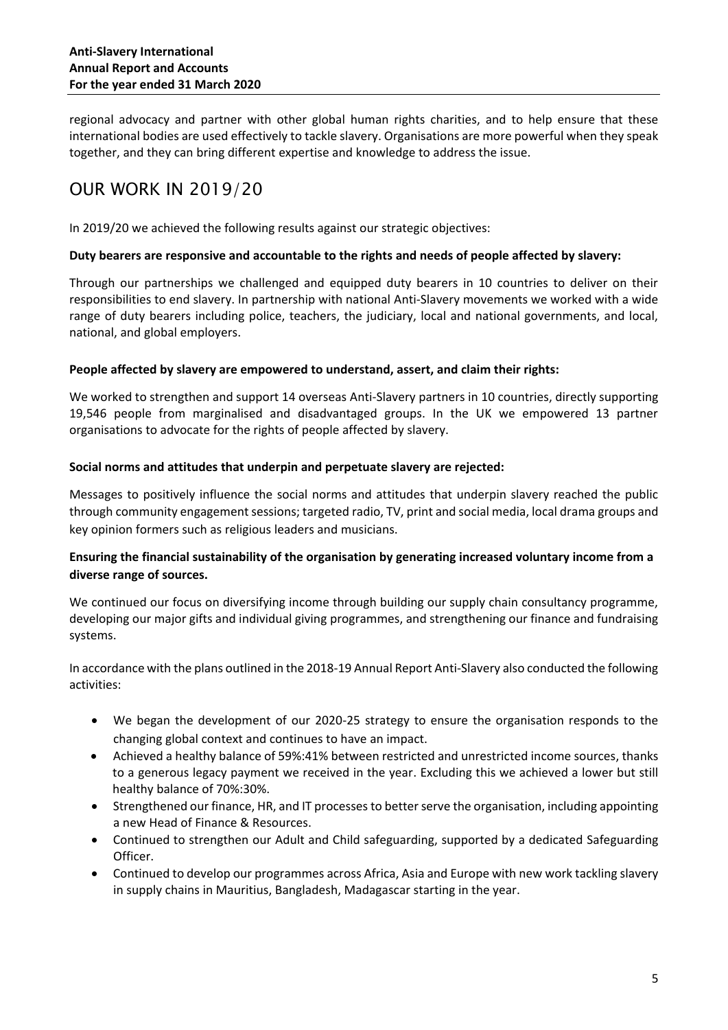regional advocacy and partner with other global human rights charities, and to help ensure that these international bodies are used effectively to tackle slavery. Organisations are more powerful when they speak together, and they can bring different expertise and knowledge to address the issue.

## OUR WORK IN 2019/20

In 2019/20 we achieved the following results against our strategic objectives:

**Duty bearers are responsive and accountable to the rights and needs of people affected by slavery:**

Through our partnerships we challenged and equipped duty bearers in 10 countries to deliver on their responsibilities to end slavery. In partnership with national Anti-Slavery movements we worked with a wide range of duty bearers including police, teachers, the judiciary, local and national governments, and local, national, and global employers.

**People affected by slavery are empowered to understand, assert, and claim their rights:**

We worked to strengthen and support 14 overseas Anti-Slavery partners in 10 countries, directly supporting 19,546 people from marginalised and disadvantaged groups. In the UK we empowered 13 partner organisations to advocate for the rights of people affected by slavery.

**Social norms and attitudes that underpin and perpetuate slavery are rejected:**

Messages to positively influence the social norms and attitudes that underpin slavery reached the public through community engagement sessions; targeted radio, TV, print and social media, local drama groups and key opinion formers such as religious leaders and musicians.

**Ensuring the financial sustainability of the organisation by generating increased voluntary income from a diverse range of sources.**

We continued our focus on diversifying income through building our supply chain consultancy programme, developing our major gifts and individual giving programmes, and strengthening our finance and fundraising systems.

In accordance with the plans outlined in the 2018-19 Annual Report Anti-Slavery also conducted the following activities:

- We began the development of our 2020-25 strategy to ensure the organisation responds to the changing global context and continues to have an impact.
- Achieved a healthy balance of 59%:41% between restricted and unrestricted income sources, thanks to a generous legacy payment we received in the year. Excluding this we achieved a lower but still healthy balance of 70%:30%.
- Strengthened our finance, HR, and IT processes to better serve the organisation, including appointing a new Head of Finance & Resources.
- Continued to strengthen our Adult and Child safeguarding, supported by a dedicated Safeguarding Officer.
- Continued to develop our programmes across Africa, Asia and Europe with new work tackling slavery in supply chains in Mauritius, Bangladesh, Madagascar starting in the year.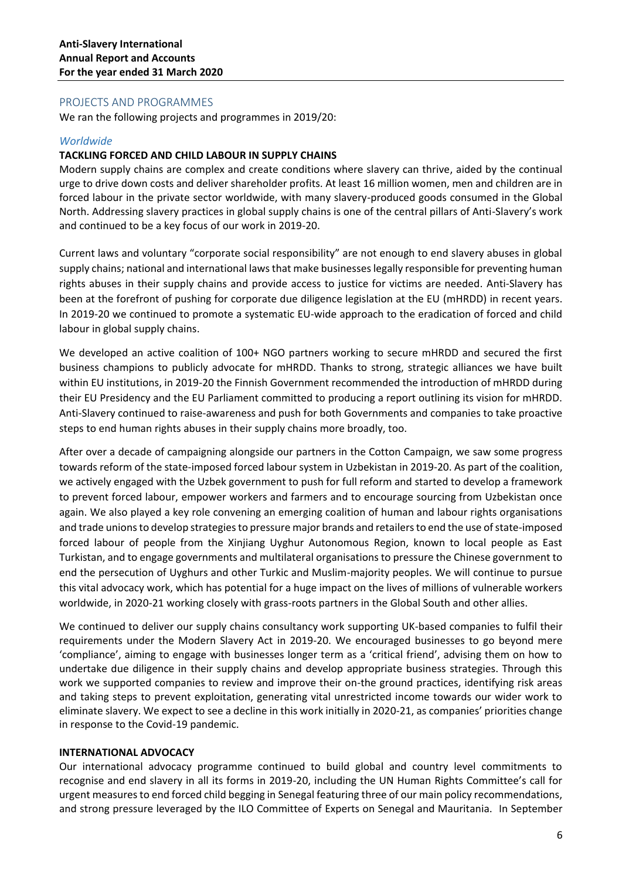## PROJECTS AND PROGRAMMES

We ran the following projects and programmes in 2019/20:

### *Worldwide*

**TACKLING FORCED AND CHILD LABOUR IN SUPPLY CHAINS**

Modern supply chains are complex and create conditions where slavery can thrive, aided by the continual urge to drive down costs and deliver shareholder profits. At least 16 million women, men and children are in forced labour in the private sector worldwide, with many slavery-produced goods consumed in the Global North. Addressing slavery practices in global supply chains is one of the central pillars of Anti-Slavery's work and continued to be a key focus of our work in 2019-20.

Current laws and voluntary "corporate social responsibility" are not enough to end slavery abuses in global supply chains; national and international laws that make businesses legally responsible for preventing human rights abuses in their supply chains and provide access to justice for victims are needed. Anti-Slavery has been at the forefront of pushing for corporate due diligence legislation at the EU (mHRDD) in recent years. In 2019-20 we continued to promote a systematic EU-wide approach to the eradication of forced and child labour in global supply chains.

We developed an active coalition of 100+ NGO partners working to secure mHRDD and secured the first business champions to publicly advocate for mHRDD. Thanks to strong, strategic alliances we have built within EU institutions, in 2019-20 the Finnish Government recommended the introduction of mHRDD during their EU Presidency and the EU Parliament committed to producing a report outlining its vision for mHRDD. Anti-Slavery continued to raise-awareness and push for both Governments and companies to take proactive steps to end human rights abuses in their supply chains more broadly, too.

After over a decade of campaigning alongside our partners in the Cotton Campaign, we saw some progress towards reform of the state-imposed forced labour system in Uzbekistan in 2019-20. As part of the coalition, we actively engaged with the Uzbek government to push for full reform and started to develop a framework to prevent forced labour, empower workers and farmers and to encourage sourcing from Uzbekistan once again. We also played a key role convening an emerging coalition of human and labour rights organisations and trade unions to develop strategies to pressure major brands and retailers to end the use of state-imposed forced labour of people from the Xinjiang Uyghur Autonomous Region, known to local people as East Turkistan, and to engage governments and multilateral organisations to pressure the Chinese government to end the persecution of Uyghurs and other Turkic and Muslim-majority peoples. We will continue to pursue this vital advocacy work, which has potential for a huge impact on the lives of millions of vulnerable workers worldwide, in 2020-21 working closely with grass-roots partners in the Global South and other allies.

We continued to deliver our supply chains consultancy work supporting UK-based companies to fulfil their requirements under the Modern Slavery Act in 2019-20. We encouraged businesses to go beyond mere 'compliance', aiming to engage with businesses longer term as a 'critical friend', advising them on how to undertake due diligence in their supply chains and develop appropriate business strategies. Through this work we supported companies to review and improve their on-the ground practices, identifying risk areas and taking steps to prevent exploitation, generating vital unrestricted income towards our wider work to eliminate slavery. We expect to see a decline in this work initially in 2020-21, as companies' priorities change in response to the Covid-19 pandemic.

**INTERNATIONAL ADVOCACY**

Our international advocacy programme continued to build global and country level commitments to recognise and end slavery in all its forms in 2019-20, including the UN Human Rights Committee's call for urgent measures to end forced child begging in Senegal featuring three of our main policy recommendations, and strong pressure leveraged by the ILO Committee of Experts on Senegal and Mauritania. In September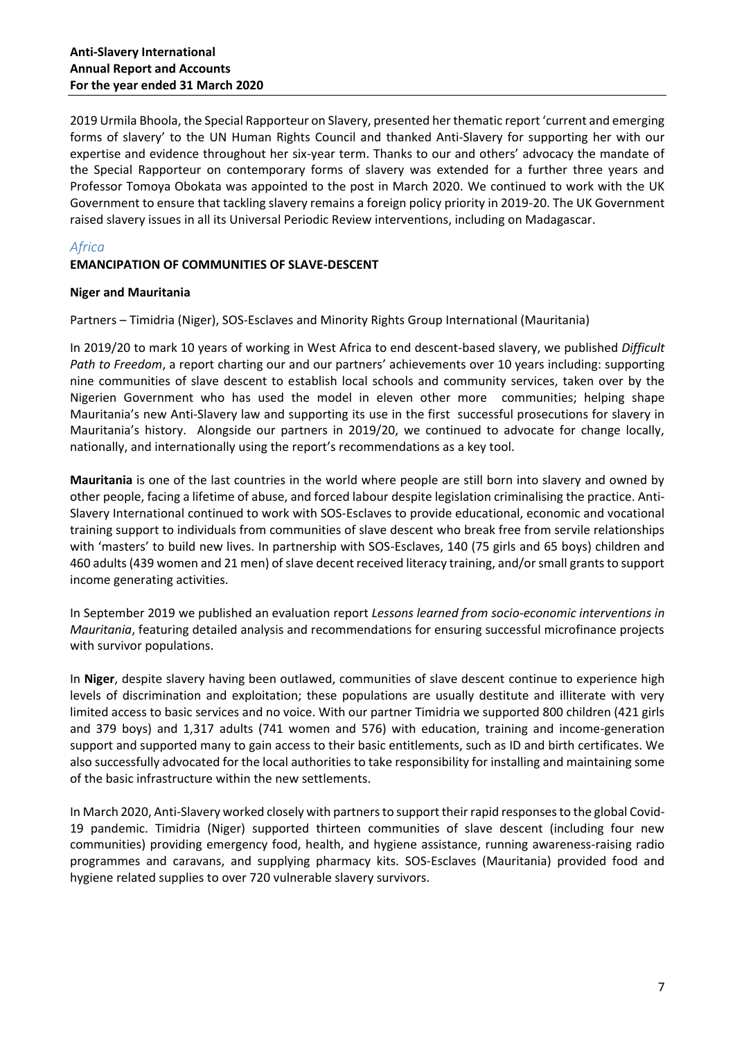2019 Urmila Bhoola, the Special Rapporteur on Slavery, presented her thematic report 'current and emerging forms of slavery' to the UN Human Rights Council and thanked Anti-Slavery for supporting her with our expertise and evidence throughout her six-year term. Thanks to our and others' advocacy the mandate of the Special Rapporteur on contemporary forms of slavery was extended for a further three years and Professor Tomoya Obokata was appointed to the post in March 2020. We continued to work with the UK Government to ensure that tackling slavery remains a foreign policy priority in 2019-20. The UK Government raised slavery issues in all its Universal Periodic Review interventions, including on Madagascar.

## *Africa*

### EMANCIPATION OF COMMUNITIES OF SLAVE-DESCENT

#### Niger and Mauritania

Partners – Timidria (Niger), SOS-Esclaves and Minority Rights Group International (Mauritania)

In 2019/20 to mark 10 years of working in West Africa to end descent-based slavery, we published *Difficult Path to Freedom*, a report charting our and our partners' achievements over 10 years including: supporting nine communities of slave descent to establish local schools and community services, taken over by the Nigerien Government who has used the model in eleven other more communities; helping shape Mauritania's new Anti-Slavery law and supporting its use in the first successful prosecutions for slavery in Mauritania's history. Alongside our partners in 2019/20, we continued to advocate for change locally, nationally, and internationally using the report's recommendations as a key tool.

**Mauritania** is one of the last countries in the world where people are still born into slavery and owned by other people, facing a lifetime of abuse, and forced labour despite legislation criminalising the practice. Anti-Slavery International continued to work with SOS-Esclaves to provide educational, economic and vocational training support to individuals from communities of slave descent who break free from servile relationships with 'masters' to build new lives. In partnership with SOS-Esclaves, 140 (75 girls and 65 boys) children and 460 adults (439 women and 21 men) of slave decent received literacy training, and/or small grants to support income generating activities.

In September 2019 we published an evaluation report *Lessons learned from socio-economic interventions in Mauritania*, featuring detailed analysis and recommendations for ensuring successful microfinance projects with survivor populations.

In **Niger**, despite slavery having been outlawed, communities of slave descent continue to experience high levels of discrimination and exploitation; these populations are usually destitute and illiterate with very limited access to basic services and no voice. With our partner Timidria we supported 800 children (421 girls and 379 boys) and 1,317 adults (741 women and 576) with education, training and income-generation support and supported many to gain access to their basic entitlements, such as ID and birth certificates. We also successfully advocated for the local authorities to take responsibility for installing and maintaining some of the basic infrastructure within the new settlements.

In March 2020, Anti-Slavery worked closely with partners to support their rapid responses to the global Covid-19 pandemic. Timidria (Niger) supported thirteen communities of slave descent (including four new communities) providing emergency food, health, and hygiene assistance, running awareness-raising radio programmes and caravans, and supplying pharmacy kits. SOS-Esclaves (Mauritania) provided food and hygiene related supplies to over 720 vulnerable slavery survivors.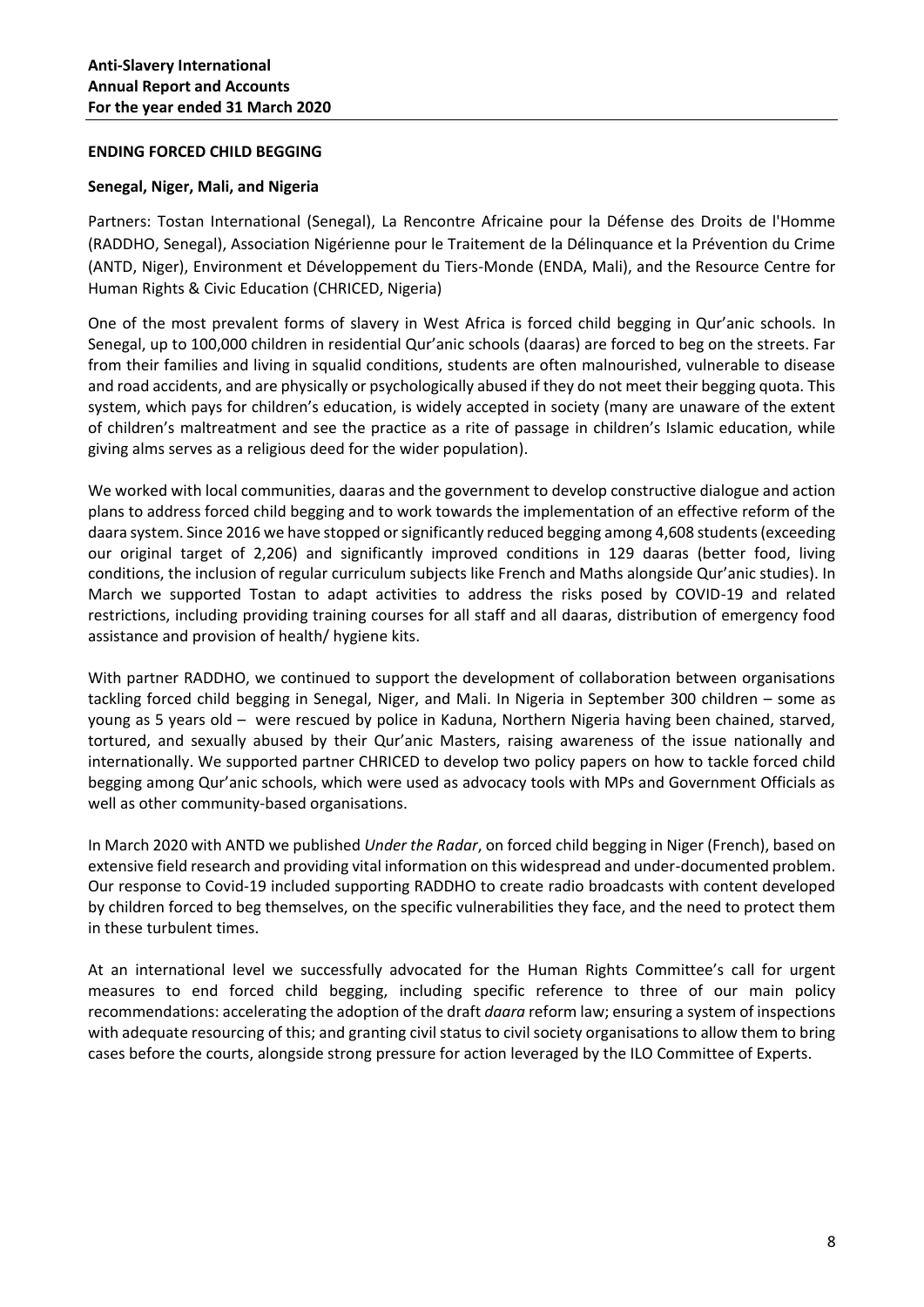## ENDING FORCED CHILD BEGGING

### Senegal, Niger, Mali, and Nigeria

Partners: Tostan International (Senegal), La Rencontre Africaine pour la Défense des Droits de l'Homme (RADDHO, Senegal), Association Nigérienne pour le Traitement de la Délinquance et la Prévention du Crime (ANTD, Niger), Environment et Développement du Tiers-Monde (ENDA, Mali), and the Resource Centre for Human Rights & Civic Education (CHRICED, Nigeria)

One of the most prevalent forms of slavery in West Africa is forced child begging in Qur'anic schools. In Senegal, up to 100,000 children in residential Qur'anic schools (daaras) are forced to beg on the streets. Far from their families and living in squalid conditions, students are often malnourished, vulnerable to disease and road accidents, and are physically or psychologically abused if they do not meet their begging quota. This system, which pays for children's education, is widely accepted in society (many are unaware of the extent of children's maltreatment and see the practice as a rite of passage in children's Islamic education, while giving alms serves as a religious deed for the wider population).

We worked with local communities, daaras and the government to develop constructive dialogue and action plans to address forced child begging and to work towards the implementation of an effective reform of the daara system. Since 2016 we have stopped or significantly reduced begging among 4,608 students (exceeding our original target of 2,206) and significantly improved conditions in 129 daaras (better food, living conditions, the inclusion of regular curriculum subjects like French and Maths alongside Qur'anic studies). In March we supported Tostan to adapt activities to address the risks posed by COVID-19 and related restrictions, including providing training courses for all staff and all daaras, distribution of emergency food assistance and provision of health/ hygiene kits.

With partner RADDHO, we continued to support the development of collaboration between organisations tackling forced child begging in Senegal, Niger, and Mali. In Nigeria in September 300 children – some as young as 5 years old – were rescued by police in Kaduna, Northern Nigeria having been chained, starved, tortured, and sexually abused by their Qur'anic Masters, raising awareness of the issue nationally and internationally. We supported partner CHRICED to develop two policy papers on how to tackle forced child begging among Qur'anic schools, which were used as advocacy tools with MPs and Government Officials as well as other community-based organisations.

In March 2020 with ANTD we published *Under the Radar*, on forced child begging in Niger (French), based on extensive field research and providing vital information on this widespread and under-documented problem. Our response to Covid-19 included supporting RADDHO to create radio broadcasts with content developed by children forced to beg themselves, on the specific vulnerabilities they face, and the need to protect them in these turbulent times.

At an international level we successfully advocated for the Human Rights Committee's call for urgent measures to end forced child begging, including specific reference to three of our main policy recommendations: accelerating the adoption of the draft *daara* reform law; ensuring a system of inspections with adequate resourcing of this; and granting civil status to civil society organisations to allow them to bring cases before the courts, alongside strong pressure for action leveraged by the ILO Committee of Experts.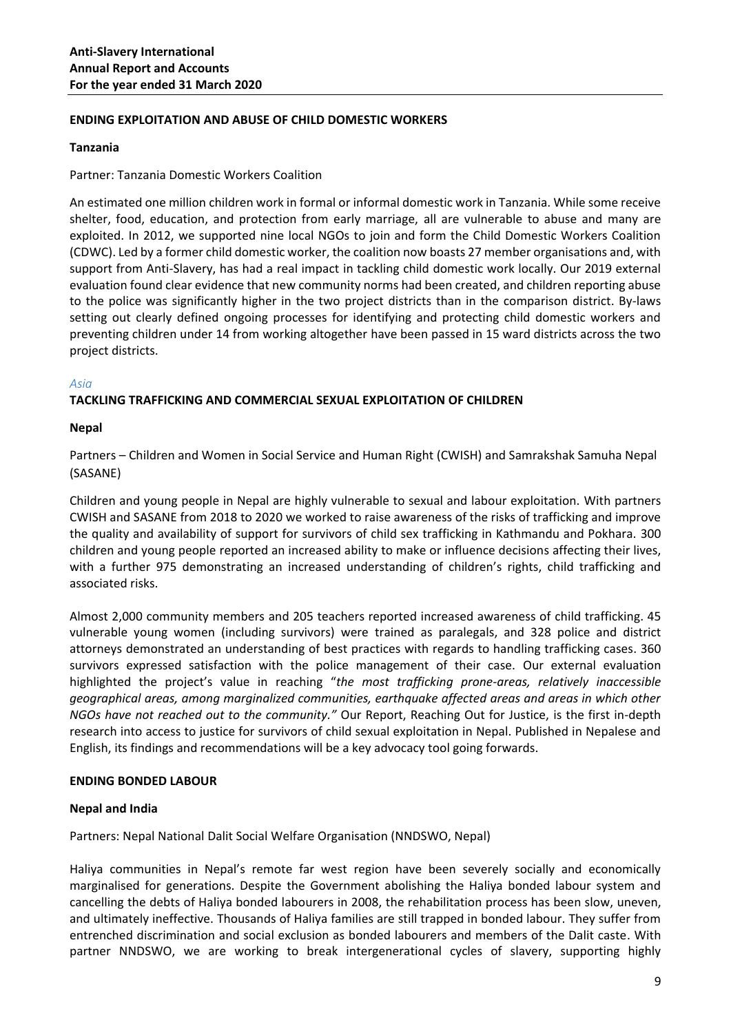**ENDING EXPLOITATION AND ABUSE OF CHILD DOMESTIC WORKERS**

**Tanzania**

Partner: Tanzania Domestic Workers Coalition

An estimated one million children work in formal or informal domestic work in Tanzania. While some receive shelter, food, education, and protection from early marriage, all are vulnerable to abuse and many are exploited. In 2012, we supported nine local NGOs to join and form the Child Domestic Workers Coalition (CDWC). Led by a former child domestic worker, the coalition now boasts 27 member organisations and, with support from Anti-Slavery, has had a real impact in tackling child domestic work locally. Our 2019 external evaluation found clear evidence that new community norms had been created, and children reporting abuse to the police was significantly higher in the two project districts than in the comparison district. By-laws setting out clearly defined ongoing processes for identifying and protecting child domestic workers and preventing children under 14 from working altogether have been passed in 15 ward districts across the two project districts.

*Asia*

**TACKLING TRAFFICKING AND COMMERCIAL SEXUAL EXPLOITATION OF CHILDREN**

**Nepal**

Partners – Children and Women in Social Service and Human Right (CWISH) and Samrakshak Samuha Nepal (SASANE)

Children and young people in Nepal are highly vulnerable to sexual and labour exploitation. With partners CWISH and SASANE from 2018 to 2020 we worked to raise awareness of the risks of trafficking and improve the quality and availability of support for survivors of child sex trafficking in Kathmandu and Pokhara. 300 children and young people reported an increased ability to make or influence decisions affecting their lives, with a further 975 demonstrating an increased understanding of children's rights, child trafficking and associated risks.

Almost 2,000 community members and 205 teachers reported increased awareness of child trafficking. 45 vulnerable young women (including survivors) were trained as paralegals, and 328 police and district attorneys demonstrated an understanding of best practices with regards to handling trafficking cases. 360 survivors expressed satisfaction with the police management of their case. Our external evaluation highlighted the project's value in reaching "*the most trafficking prone-areas, relatively inaccessible geographical areas, among marginalized communities, earthquake affected areas and areas in which other NGOs have not reached out to the community."* Our Report, Reaching Out for Justice, is the first in-depth research into access to justice for survivors of child sexual exploitation in Nepal. Published in Nepalese and English, its findings and recommendations will be a key advocacy tool going forwards.

**ENDING BONDED LABOUR**

**Nepal and India**

Partners: Nepal National Dalit Social Welfare Organisation (NNDSWO, Nepal)

Haliya communities in Nepal's remote far west region have been severely socially and economically marginalised for generations. Despite the Government abolishing the Haliya bonded labour system and cancelling the debts of Haliya bonded labourers in 2008, the rehabilitation process has been slow, uneven, and ultimately ineffective. Thousands of Haliya families are still trapped in bonded labour. They suffer from entrenched discrimination and social exclusion as bonded labourers and members of the Dalit caste. With partner NNDSWO, we are working to break intergenerational cycles of slavery, supporting highly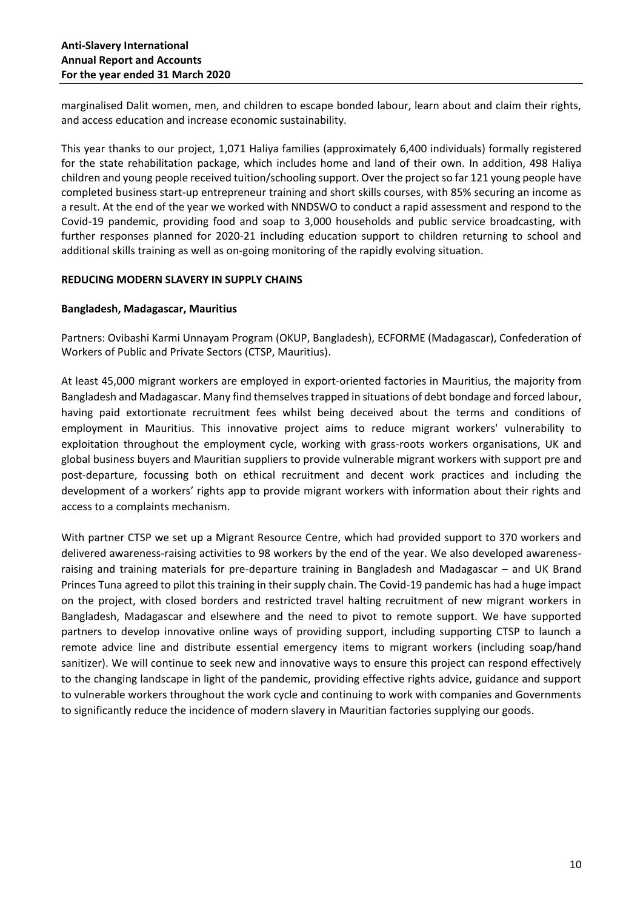marginalised Dalit women, men, and children to escape bonded labour, learn about and claim their rights, and access education and increase economic sustainability.

This year thanks to our project, 1,071 Haliya families (approximately 6,400 individuals) formally registered for the state rehabilitation package, which includes home and land of their own. In addition, 498 Haliya children and young people received tuition/schooling support. Over the project so far 121 young people have completed business start-up entrepreneur training and short skills courses, with 85% securing an income as a result. At the end of the year we worked with NNDSWO to conduct a rapid assessment and respond to the Covid-19 pandemic, providing food and soap to 3,000 households and public service broadcasting, with further responses planned for 2020-21 including education support to children returning to school and additional skills training as well as on-going monitoring of the rapidly evolving situation.

## REDUCING MODERN SLAVERY IN SUPPLY CHAINS

### Bangladesh, Madagascar, Mauritius

Partners: Ovibashi Karmi Unnayam Program (OKUP, Bangladesh), ECFORME (Madagascar), Confederation of Workers of Public and Private Sectors (CTSP, Mauritius).

At least 45,000 migrant workers are employed in export-oriented factories in Mauritius, the majority from Bangladesh and Madagascar. Many find themselves trapped in situations of debt bondage and forced labour, having paid extortionate recruitment fees whilst being deceived about the terms and conditions of employment in Mauritius. This innovative project aims to reduce migrant workers' vulnerability to exploitation throughout the employment cycle, working with grass-roots workers organisations, UK and global business buyers and Mauritian suppliers to provide vulnerable migrant workers with support pre and post-departure, focussing both on ethical recruitment and decent work practices and including the development of a workers' rights app to provide migrant workers with information about their rights and access to a complaints mechanism.

With partner CTSP we set up a Migrant Resource Centre, which had provided support to 370 workers and delivered awareness-raising activities to 98 workers by the end of the year. We also developed awareness-raising and training materials for pre-departure training in Bangladesh and Madagascar – and UK Brand Princes Tuna agreed to pilot this training in their supply chain. The Covid-19 pandemic has had a huge impact on the project, with closed borders and restricted travel halting recruitment of new migrant workers in Bangladesh, Madagascar and elsewhere and the need to pivot to remote support. We have supported partners to develop innovative online ways of providing support, including supporting CTSP to launch a remote advice line and distribute essential emergency items to migrant workers (including soap/hand sanitizer). We will continue to seek new and innovative ways to ensure this project can respond effectively to the changing landscape in light of the pandemic, providing effective rights advice, guidance and support to vulnerable workers throughout the work cycle and continuing to work with companies and Governments to significantly reduce the incidence of modern slavery in Mauritian factories supplying our goods.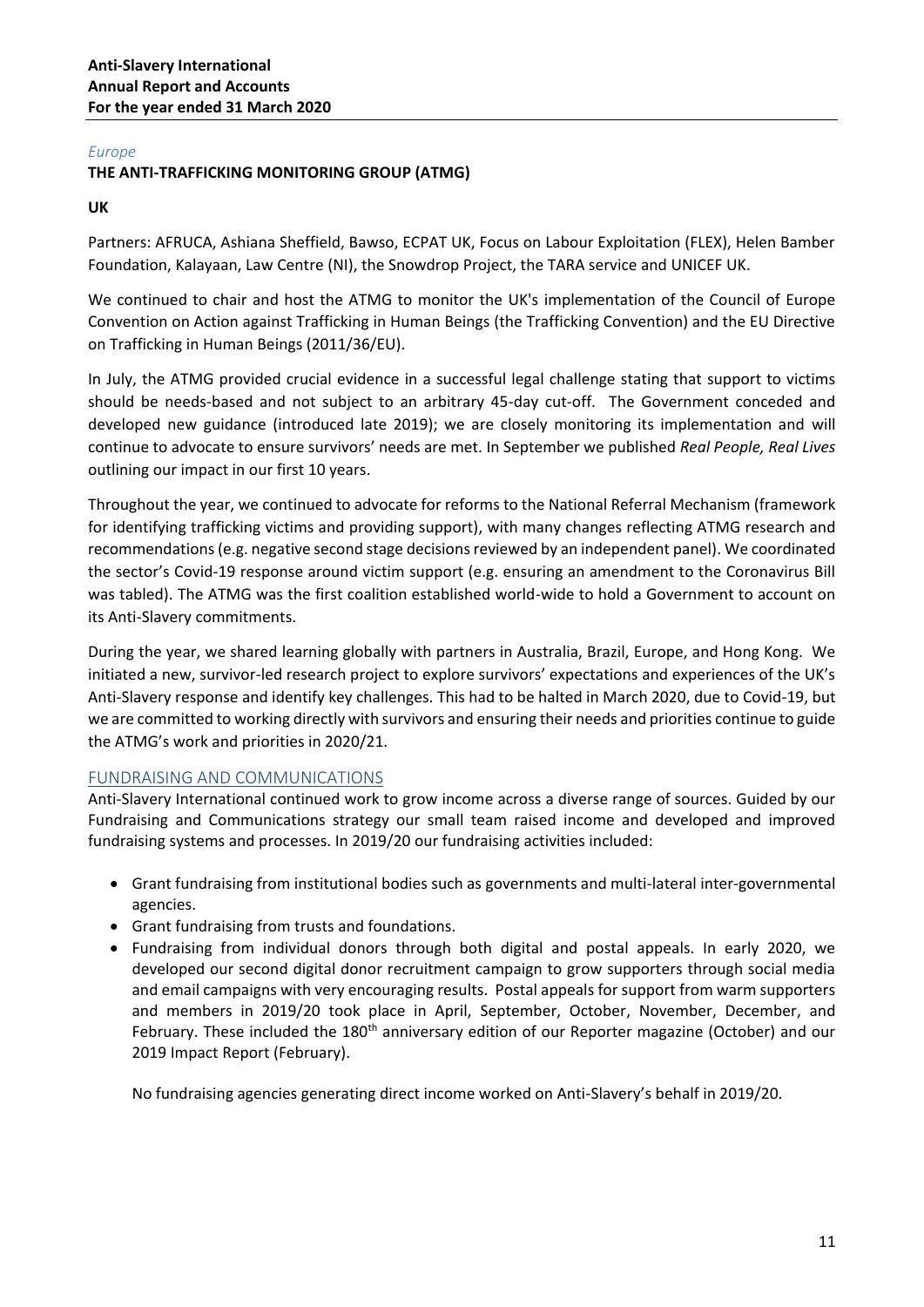*Europe*

**THE ANTI-TRAFFICKING MONITORING GROUP (ATMG)**

**UK**

Partners: AFRUCA, Ashiana Sheffield, Bawso, ECPAT UK, Focus on Labour Exploitation (FLEX), Helen Bamber Foundation, Kalayaan, Law Centre (NI), the Snowdrop Project, the TARA service and UNICEF UK.

We continued to chair and host the ATMG to monitor the UK's implementation of the Council of Europe Convention on Action against Trafficking in Human Beings (the Trafficking Convention) and the EU Directive on Trafficking in Human Beings (2011/36/EU).

In July, the ATMG provided crucial evidence in a successful legal challenge stating that support to victims should be needs-based and not subject to an arbitrary 45-day cut-off. The Government conceded and developed new guidance (introduced late 2019); we are closely monitoring its implementation and will continue to advocate to ensure survivors' needs are met. In September we published *Real People, Real Lives* outlining our impact in our first 10 years.

Throughout the year, we continued to advocate for reforms to the National Referral Mechanism (framework for identifying trafficking victims and providing support), with many changes reflecting ATMG research and recommendations (e.g. negative second stage decisions reviewed by an independent panel). We coordinated the sector's Covid-19 response around victim support (e.g. ensuring an amendment to the Coronavirus Bill was tabled). The ATMG was the first coalition established world-wide to hold a Government to account on its Anti-Slavery commitments.

During the year, we shared learning globally with partners in Australia, Brazil, Europe, and Hong Kong. We initiated a new, survivor-led research project to explore survivors' expectations and experiences of the UK's Anti-Slavery response and identify key challenges. This had to be halted in March 2020, due to Covid-19, but we are committed to working directly with survivors and ensuring their needs and priorities continue to guide the ATMG's work and priorities in 2020/21.

## FUNDRAISING AND COMMUNICATIONS

Anti-Slavery International continued work to grow income across a diverse range of sources. Guided by our Fundraising and Communications strategy our small team raised income and developed and improved fundraising systems and processes. In 2019/20 our fundraising activities included:

- Grant fundraising from institutional bodies such as governments and multi-lateral inter-governmental agencies.
- Grant fundraising from trusts and foundations.
- Fundraising from individual donors through both digital and postal appeals. In early 2020, we developed our second digital donor recruitment campaign to grow supporters through social media and email campaigns with very encouraging results. Postal appeals for support from warm supporters and members in 2019/20 took place in April, September, October, November, December, and February. These included the 180th anniversary edition of our Reporter magazine (October) and our 2019 Impact Report (February).

  No fundraising agencies generating direct income worked on Anti-Slavery's behalf in 2019/20.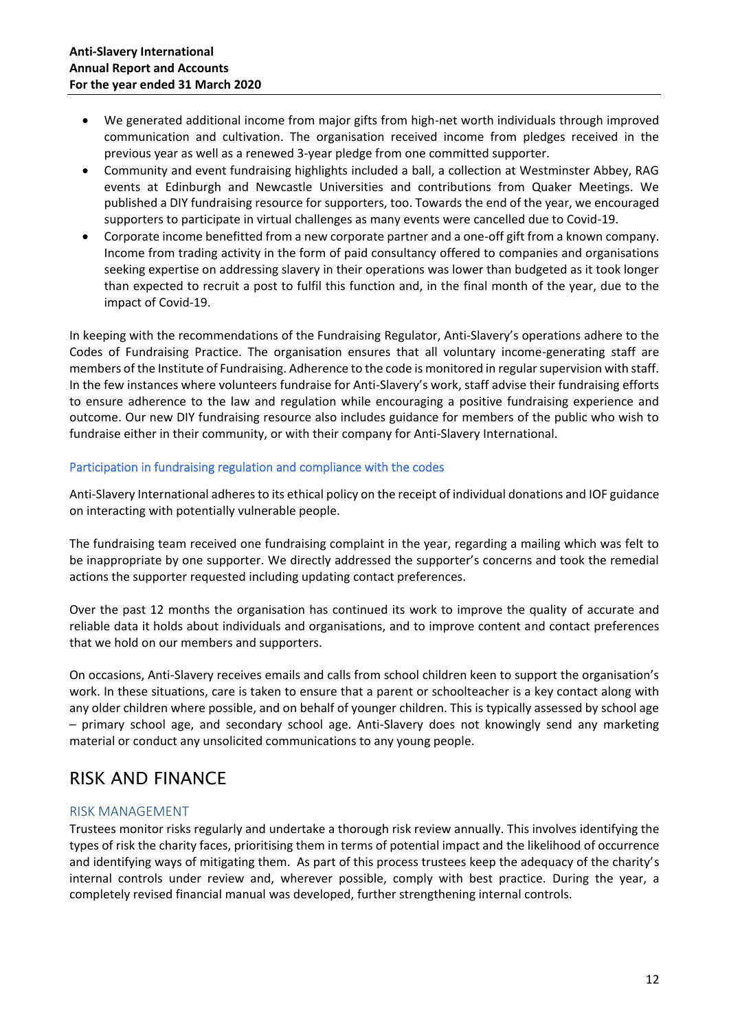- We generated additional income from major gifts from high-net worth individuals through improved communication and cultivation. The organisation received income from pledges received in the previous year as well as a renewed 3-year pledge from one committed supporter.
- Community and event fundraising highlights included a ball, a collection at Westminster Abbey, RAG events at Edinburgh and Newcastle Universities and contributions from Quaker Meetings. We published a DIY fundraising resource for supporters, too. Towards the end of the year, we encouraged supporters to participate in virtual challenges as many events were cancelled due to Covid-19.
- Corporate income benefitted from a new corporate partner and a one-off gift from a known company. Income from trading activity in the form of paid consultancy offered to companies and organisations seeking expertise on addressing slavery in their operations was lower than budgeted as it took longer than expected to recruit a post to fulfil this function and, in the final month of the year, due to the impact of Covid-19.

In keeping with the recommendations of the Fundraising Regulator, Anti-Slavery's operations adhere to the Codes of Fundraising Practice. The organisation ensures that all voluntary income-generating staff are members of the Institute of Fundraising. Adherence to the code is monitored in regular supervision with staff. In the few instances where volunteers fundraise for Anti-Slavery's work, staff advise their fundraising efforts to ensure adherence to the law and regulation while encouraging a positive fundraising experience and outcome. Our new DIY fundraising resource also includes guidance for members of the public who wish to fundraise either in their community, or with their company for Anti-Slavery International.

### Participation in fundraising regulation and compliance with the codes

Anti-Slavery International adheres to its ethical policy on the receipt of individual donations and IOF guidance on interacting with potentially vulnerable people.

The fundraising team received one fundraising complaint in the year, regarding a mailing which was felt to be inappropriate by one supporter. We directly addressed the supporter's concerns and took the remedial actions the supporter requested including updating contact preferences.

Over the past 12 months the organisation has continued its work to improve the quality of accurate and reliable data it holds about individuals and organisations, and to improve content and contact preferences that we hold on our members and supporters.

On occasions, Anti-Slavery receives emails and calls from school children keen to support the organisation's work. In these situations, care is taken to ensure that a parent or schoolteacher is a key contact along with any older children where possible, and on behalf of younger children. This is typically assessed by school age – primary school age, and secondary school age. Anti-Slavery does not knowingly send any marketing material or conduct any unsolicited communications to any young people.

# RISK AND FINANCE

## RISK MANAGEMENT

Trustees monitor risks regularly and undertake a thorough risk review annually. This involves identifying the types of risk the charity faces, prioritising them in terms of potential impact and the likelihood of occurrence and identifying ways of mitigating them. As part of this process trustees keep the adequacy of the charity's internal controls under review and, wherever possible, comply with best practice. During the year, a completely revised financial manual was developed, further strengthening internal controls.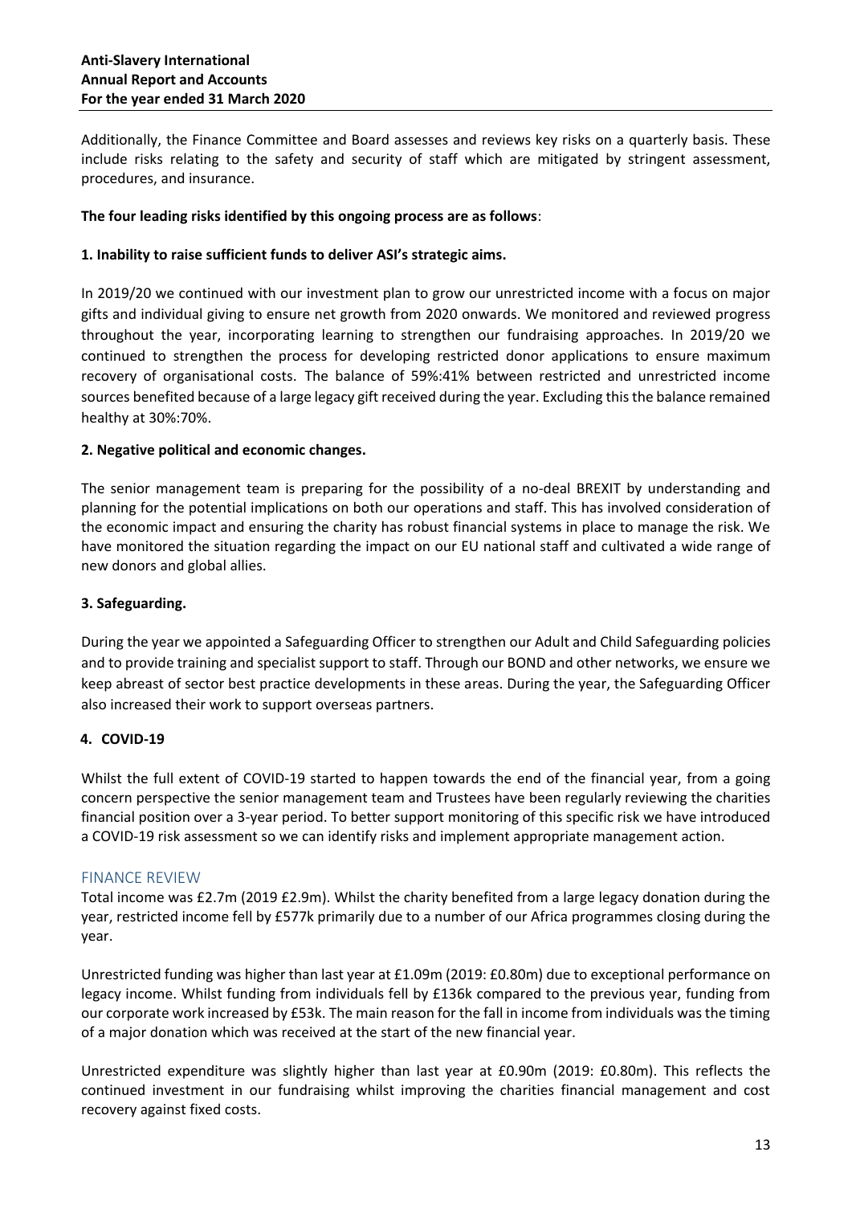Additionally, the Finance Committee and Board assesses and reviews key risks on a quarterly basis. These include risks relating to the safety and security of staff which are mitigated by stringent assessment, procedures, and insurance.

**The four leading risks identified by this ongoing process are as follows**:

**1. Inability to raise sufficient funds to deliver ASI's strategic aims.**

In 2019/20 we continued with our investment plan to grow our unrestricted income with a focus on major gifts and individual giving to ensure net growth from 2020 onwards. We monitored and reviewed progress throughout the year, incorporating learning to strengthen our fundraising approaches. In 2019/20 we continued to strengthen the process for developing restricted donor applications to ensure maximum recovery of organisational costs. The balance of 59%:41% between restricted and unrestricted income sources benefited because of a large legacy gift received during the year. Excluding this the balance remained healthy at 30%:70%.

**2. Negative political and economic changes.**

The senior management team is preparing for the possibility of a no-deal BREXIT by understanding and planning for the potential implications on both our operations and staff. This has involved consideration of the economic impact and ensuring the charity has robust financial systems in place to manage the risk. We have monitored the situation regarding the impact on our EU national staff and cultivated a wide range of new donors and global allies.

**3. Safeguarding.**

During the year we appointed a Safeguarding Officer to strengthen our Adult and Child Safeguarding policies and to provide training and specialist support to staff. Through our BOND and other networks, we ensure we keep abreast of sector best practice developments in these areas. During the year, the Safeguarding Officer also increased their work to support overseas partners.

**4. COVID-19**

Whilst the full extent of COVID-19 started to happen towards the end of the financial year, from a going concern perspective the senior management team and Trustees have been regularly reviewing the charities financial position over a 3-year period. To better support monitoring of this specific risk we have introduced a COVID-19 risk assessment so we can identify risks and implement appropriate management action.

## FINANCE REVIEW

Total income was £2.7m (2019 £2.9m). Whilst the charity benefited from a large legacy donation during the year, restricted income fell by £577k primarily due to a number of our Africa programmes closing during the year.

Unrestricted funding was higher than last year at £1.09m (2019: £0.80m) due to exceptional performance on legacy income. Whilst funding from individuals fell by £136k compared to the previous year, funding from our corporate work increased by £53k. The main reason for the fall in income from individuals was the timing of a major donation which was received at the start of the new financial year.

Unrestricted expenditure was slightly higher than last year at £0.90m (2019: £0.80m). This reflects the continued investment in our fundraising whilst improving the charities financial management and cost recovery against fixed costs.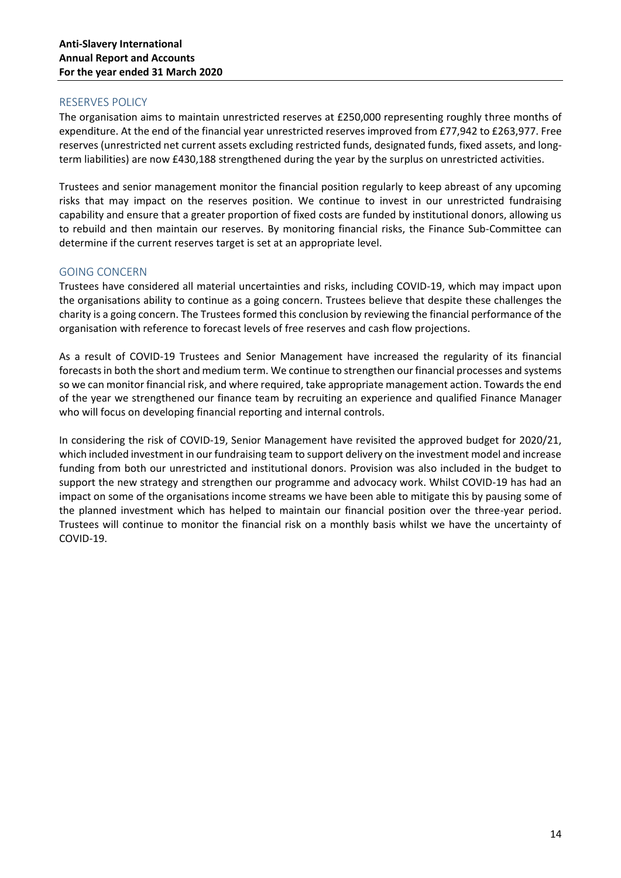## RESERVES POLICY

The organisation aims to maintain unrestricted reserves at £250,000 representing roughly three months of expenditure. At the end of the financial year unrestricted reserves improved from £77,942 to £263,977. Free reserves (unrestricted net current assets excluding restricted funds, designated funds, fixed assets, and long-term liabilities) are now £430,188 strengthened during the year by the surplus on unrestricted activities.

Trustees and senior management monitor the financial position regularly to keep abreast of any upcoming risks that may impact on the reserves position. We continue to invest in our unrestricted fundraising capability and ensure that a greater proportion of fixed costs are funded by institutional donors, allowing us to rebuild and then maintain our reserves. By monitoring financial risks, the Finance Sub-Committee can determine if the current reserves target is set at an appropriate level.

## GOING CONCERN

Trustees have considered all material uncertainties and risks, including COVID-19, which may impact upon the organisations ability to continue as a going concern. Trustees believe that despite these challenges the charity is a going concern. The Trustees formed this conclusion by reviewing the financial performance of the organisation with reference to forecast levels of free reserves and cash flow projections.

As a result of COVID-19 Trustees and Senior Management have increased the regularity of its financial forecasts in both the short and medium term. We continue to strengthen our financial processes and systems so we can monitor financial risk, and where required, take appropriate management action. Towards the end of the year we strengthened our finance team by recruiting an experience and qualified Finance Manager who will focus on developing financial reporting and internal controls.

In considering the risk of COVID-19, Senior Management have revisited the approved budget for 2020/21, which included investment in our fundraising team to support delivery on the investment model and increase funding from both our unrestricted and institutional donors. Provision was also included in the budget to support the new strategy and strengthen our programme and advocacy work. Whilst COVID-19 has had an impact on some of the organisations income streams we have been able to mitigate this by pausing some of the planned investment which has helped to maintain our financial position over the three-year period. Trustees will continue to monitor the financial risk on a monthly basis whilst we have the uncertainty of COVID-19.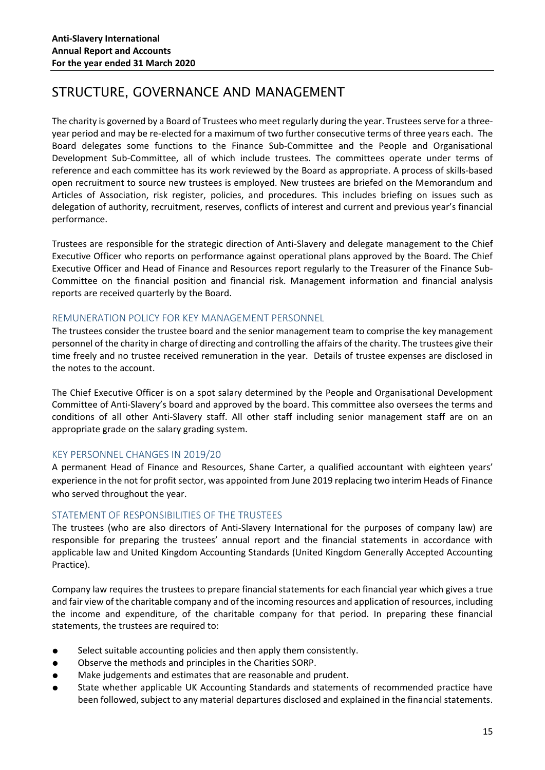# STRUCTURE, GOVERNANCE AND MANAGEMENT

The charity is governed by a Board of Trustees who meet regularly during the year. Trustees serve for a three-year period and may be re-elected for a maximum of two further consecutive terms of three years each. The Board delegates some functions to the Finance Sub-Committee and the People and Organisational Development Sub-Committee, all of which include trustees. The committees operate under terms of reference and each committee has its work reviewed by the Board as appropriate. A process of skills-based open recruitment to source new trustees is employed. New trustees are briefed on the Memorandum and Articles of Association, risk register, policies, and procedures. This includes briefing on issues such as delegation of authority, recruitment, reserves, conflicts of interest and current and previous year's financial performance.

Trustees are responsible for the strategic direction of Anti-Slavery and delegate management to the Chief Executive Officer who reports on performance against operational plans approved by the Board. The Chief Executive Officer and Head of Finance and Resources report regularly to the Treasurer of the Finance Sub-Committee on the financial position and financial risk. Management information and financial analysis reports are received quarterly by the Board.

## REMUNERATION POLICY FOR KEY MANAGEMENT PERSONNEL

The trustees consider the trustee board and the senior management team to comprise the key management personnel of the charity in charge of directing and controlling the affairs of the charity. The trustees give their time freely and no trustee received remuneration in the year. Details of trustee expenses are disclosed in the notes to the account.

The Chief Executive Officer is on a spot salary determined by the People and Organisational Development Committee of Anti-Slavery's board and approved by the board. This committee also oversees the terms and conditions of all other Anti-Slavery staff. All other staff including senior management staff are on an appropriate grade on the salary grading system.

## KEY PERSONNEL CHANGES IN 2019/20

A permanent Head of Finance and Resources, Shane Carter, a qualified accountant with eighteen years' experience in the not for profit sector, was appointed from June 2019 replacing two interim Heads of Finance who served throughout the year.

## STATEMENT OF RESPONSIBILITIES OF THE TRUSTEES

The trustees (who are also directors of Anti-Slavery International for the purposes of company law) are responsible for preparing the trustees' annual report and the financial statements in accordance with applicable law and United Kingdom Accounting Standards (United Kingdom Generally Accepted Accounting Practice).

Company law requires the trustees to prepare financial statements for each financial year which gives a true and fair view of the charitable company and of the incoming resources and application of resources, including the income and expenditure, of the charitable company for that period. In preparing these financial statements, the trustees are required to:

- Select suitable accounting policies and then apply them consistently.
- Observe the methods and principles in the Charities SORP.
- Make judgements and estimates that are reasonable and prudent.
- State whether applicable UK Accounting Standards and statements of recommended practice have been followed, subject to any material departures disclosed and explained in the financial statements.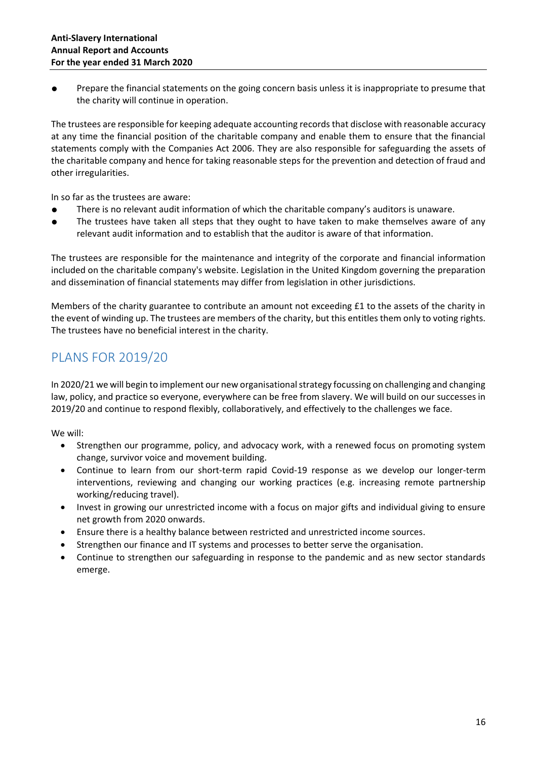- Prepare the financial statements on the going concern basis unless it is inappropriate to presume that the charity will continue in operation.

The trustees are responsible for keeping adequate accounting records that disclose with reasonable accuracy at any time the financial position of the charitable company and enable them to ensure that the financial statements comply with the Companies Act 2006. They are also responsible for safeguarding the assets of the charitable company and hence for taking reasonable steps for the prevention and detection of fraud and other irregularities.

In so far as the trustees are aware:

- There is no relevant audit information of which the charitable company's auditors is unaware.
- The trustees have taken all steps that they ought to have taken to make themselves aware of any relevant audit information and to establish that the auditor is aware of that information.

The trustees are responsible for the maintenance and integrity of the corporate and financial information included on the charitable company's website. Legislation in the United Kingdom governing the preparation and dissemination of financial statements may differ from legislation in other jurisdictions.

Members of the charity guarantee to contribute an amount not exceeding £1 to the assets of the charity in the event of winding up. The trustees are members of the charity, but this entitles them only to voting rights. The trustees have no beneficial interest in the charity.

## PLANS FOR 2019/20

In 2020/21 we will begin to implement our new organisational strategy focussing on challenging and changing law, policy, and practice so everyone, everywhere can be free from slavery. We will build on our successes in 2019/20 and continue to respond flexibly, collaboratively, and effectively to the challenges we face.

We will:

- Strengthen our programme, policy, and advocacy work, with a renewed focus on promoting system change, survivor voice and movement building.
- Continue to learn from our short-term rapid Covid-19 response as we develop our longer-term interventions, reviewing and changing our working practices (e.g. increasing remote partnership working/reducing travel).
- Invest in growing our unrestricted income with a focus on major gifts and individual giving to ensure net growth from 2020 onwards.
- Ensure there is a healthy balance between restricted and unrestricted income sources.
- Strengthen our finance and IT systems and processes to better serve the organisation.
- Continue to strengthen our safeguarding in response to the pandemic and as new sector standards emerge.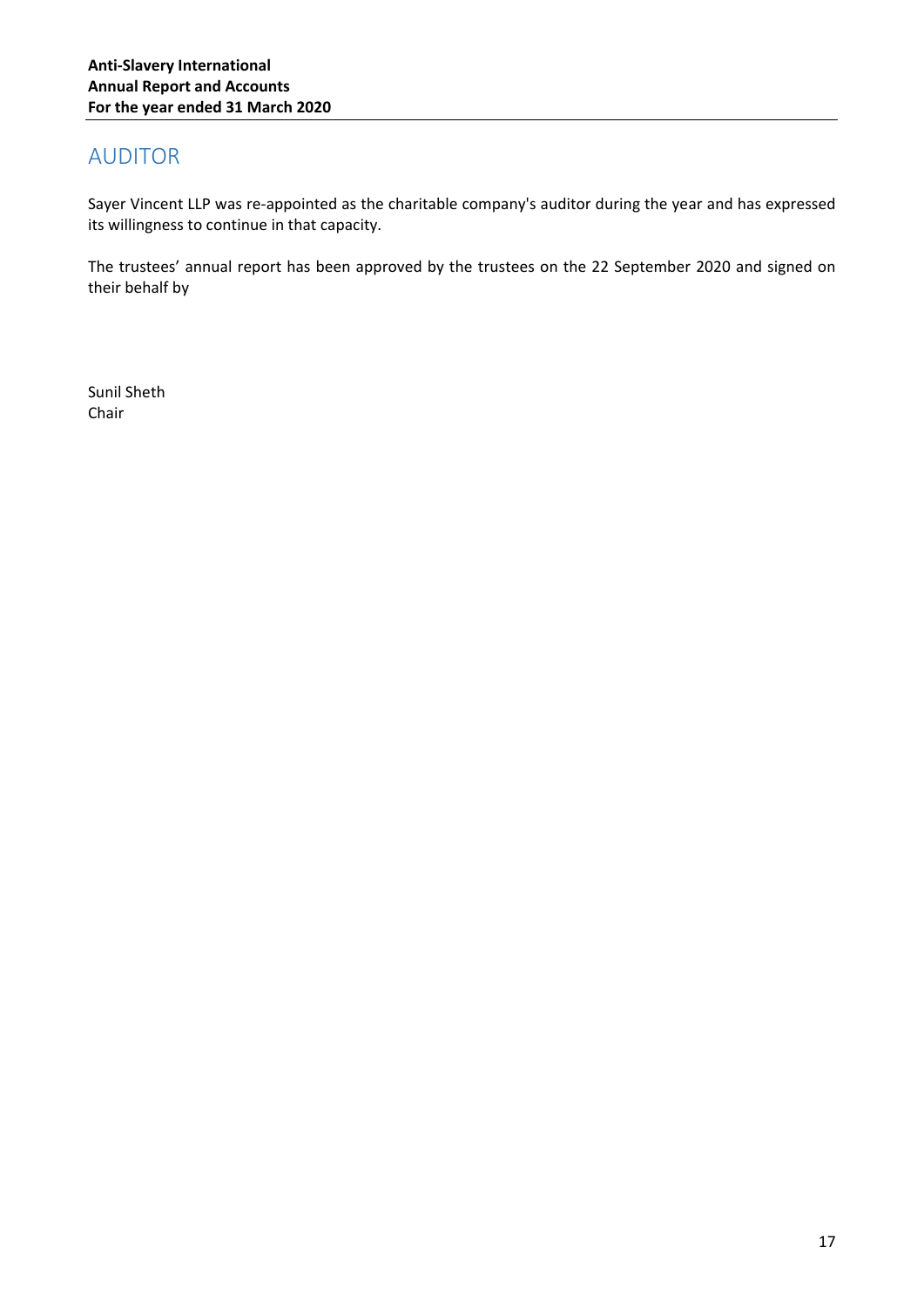## AUDITOR

Sayer Vincent LLP was re-appointed as the charitable company's auditor during the year and has expressed its willingness to continue in that capacity.

The trustees' annual report has been approved by the trustees on the 22 September 2020 and signed on their behalf by

Sunil Sheth
Chair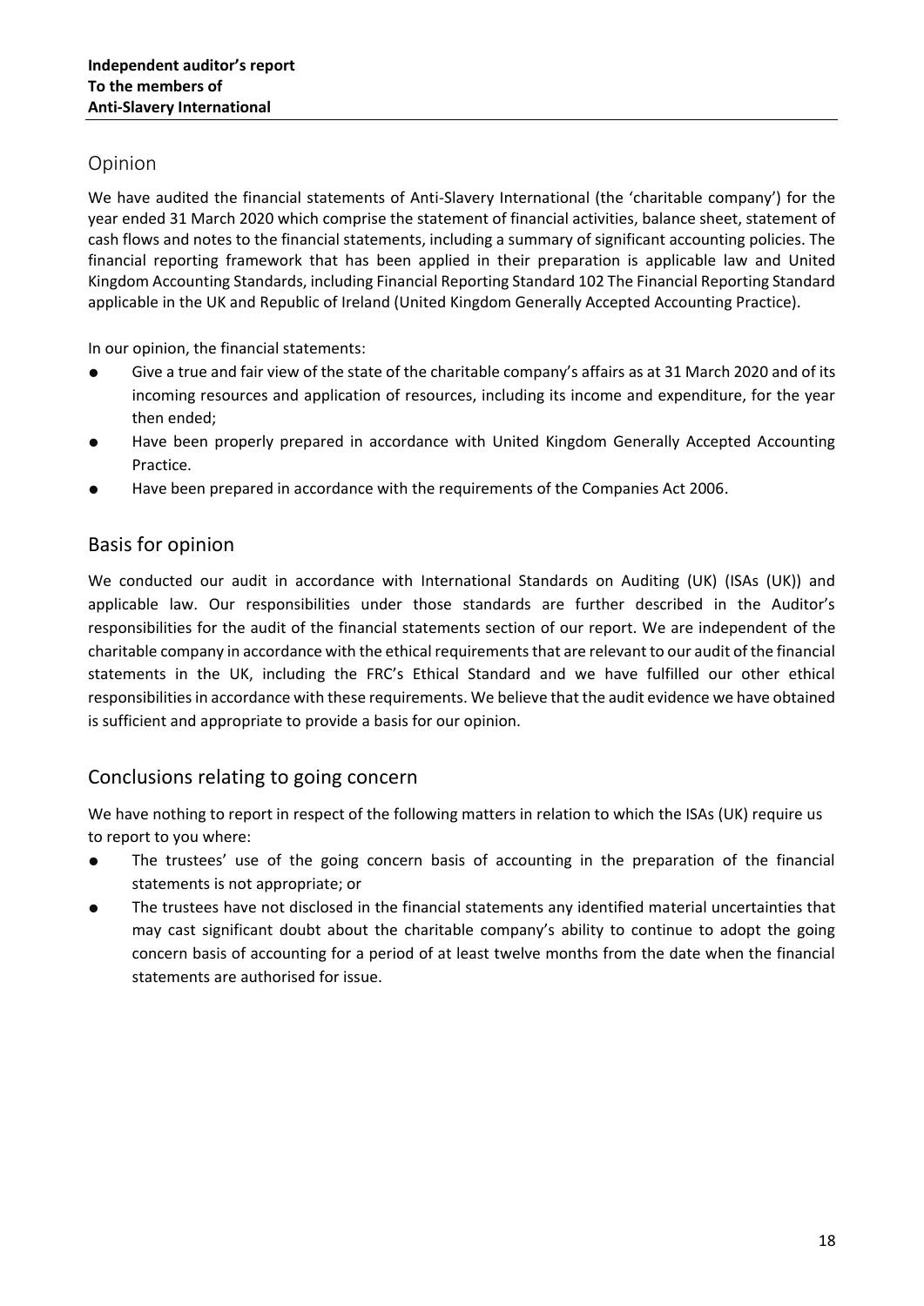**Independent auditor's report**
**To the members of**
**Anti-Slavery International**

## Opinion

We have audited the financial statements of Anti-Slavery International (the 'charitable company') for the year ended 31 March 2020 which comprise the statement of financial activities, balance sheet, statement of cash flows and notes to the financial statements, including a summary of significant accounting policies. The financial reporting framework that has been applied in their preparation is applicable law and United Kingdom Accounting Standards, including Financial Reporting Standard 102 The Financial Reporting Standard applicable in the UK and Republic of Ireland (United Kingdom Generally Accepted Accounting Practice).

In our opinion, the financial statements:

- Give a true and fair view of the state of the charitable company's affairs as at 31 March 2020 and of its incoming resources and application of resources, including its income and expenditure, for the year then ended;
- Have been properly prepared in accordance with United Kingdom Generally Accepted Accounting Practice.
- Have been prepared in accordance with the requirements of the Companies Act 2006.

## Basis for opinion

We conducted our audit in accordance with International Standards on Auditing (UK) (ISAs (UK)) and applicable law. Our responsibilities under those standards are further described in the Auditor's responsibilities for the audit of the financial statements section of our report. We are independent of the charitable company in accordance with the ethical requirements that are relevant to our audit of the financial statements in the UK, including the FRC's Ethical Standard and we have fulfilled our other ethical responsibilities in accordance with these requirements. We believe that the audit evidence we have obtained is sufficient and appropriate to provide a basis for our opinion.

## Conclusions relating to going concern

We have nothing to report in respect of the following matters in relation to which the ISAs (UK) require us to report to you where:

- The trustees' use of the going concern basis of accounting in the preparation of the financial statements is not appropriate; or
- The trustees have not disclosed in the financial statements any identified material uncertainties that may cast significant doubt about the charitable company's ability to continue to adopt the going concern basis of accounting for a period of at least twelve months from the date when the financial statements are authorised for issue.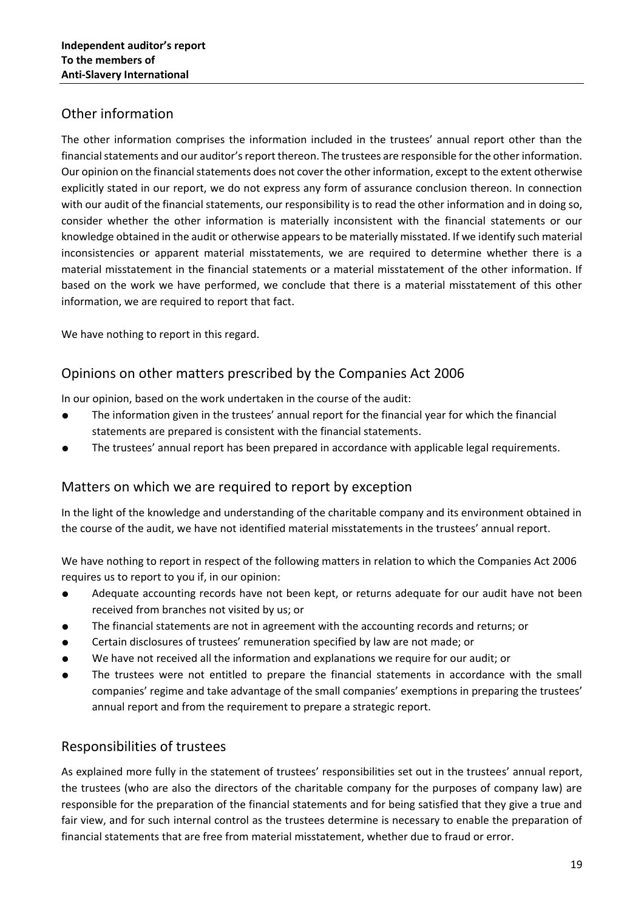## Other information

The other information comprises the information included in the trustees' annual report other than the financial statements and our auditor's report thereon. The trustees are responsible for the other information. Our opinion on the financial statements does not cover the other information, except to the extent otherwise explicitly stated in our report, we do not express any form of assurance conclusion thereon. In connection with our audit of the financial statements, our responsibility is to read the other information and in doing so, consider whether the other information is materially inconsistent with the financial statements or our knowledge obtained in the audit or otherwise appears to be materially misstated. If we identify such material inconsistencies or apparent material misstatements, we are required to determine whether there is a material misstatement in the financial statements or a material misstatement of the other information. If based on the work we have performed, we conclude that there is a material misstatement of this other information, we are required to report that fact.

We have nothing to report in this regard.

## Opinions on other matters prescribed by the Companies Act 2006

In our opinion, based on the work undertaken in the course of the audit:

- The information given in the trustees' annual report for the financial year for which the financial statements are prepared is consistent with the financial statements.
- The trustees' annual report has been prepared in accordance with applicable legal requirements.

## Matters on which we are required to report by exception

In the light of the knowledge and understanding of the charitable company and its environment obtained in the course of the audit, we have not identified material misstatements in the trustees' annual report.

We have nothing to report in respect of the following matters in relation to which the Companies Act 2006 requires us to report to you if, in our opinion:

- Adequate accounting records have not been kept, or returns adequate for our audit have not been received from branches not visited by us; or
- The financial statements are not in agreement with the accounting records and returns; or
- Certain disclosures of trustees' remuneration specified by law are not made; or
- We have not received all the information and explanations we require for our audit; or
- The trustees were not entitled to prepare the financial statements in accordance with the small companies' regime and take advantage of the small companies' exemptions in preparing the trustees' annual report and from the requirement to prepare a strategic report.

## Responsibilities of trustees

As explained more fully in the statement of trustees' responsibilities set out in the trustees' annual report, the trustees (who are also the directors of the charitable company for the purposes of company law) are responsible for the preparation of the financial statements and for being satisfied that they give a true and fair view, and for such internal control as the trustees determine is necessary to enable the preparation of financial statements that are free from material misstatement, whether due to fraud or error.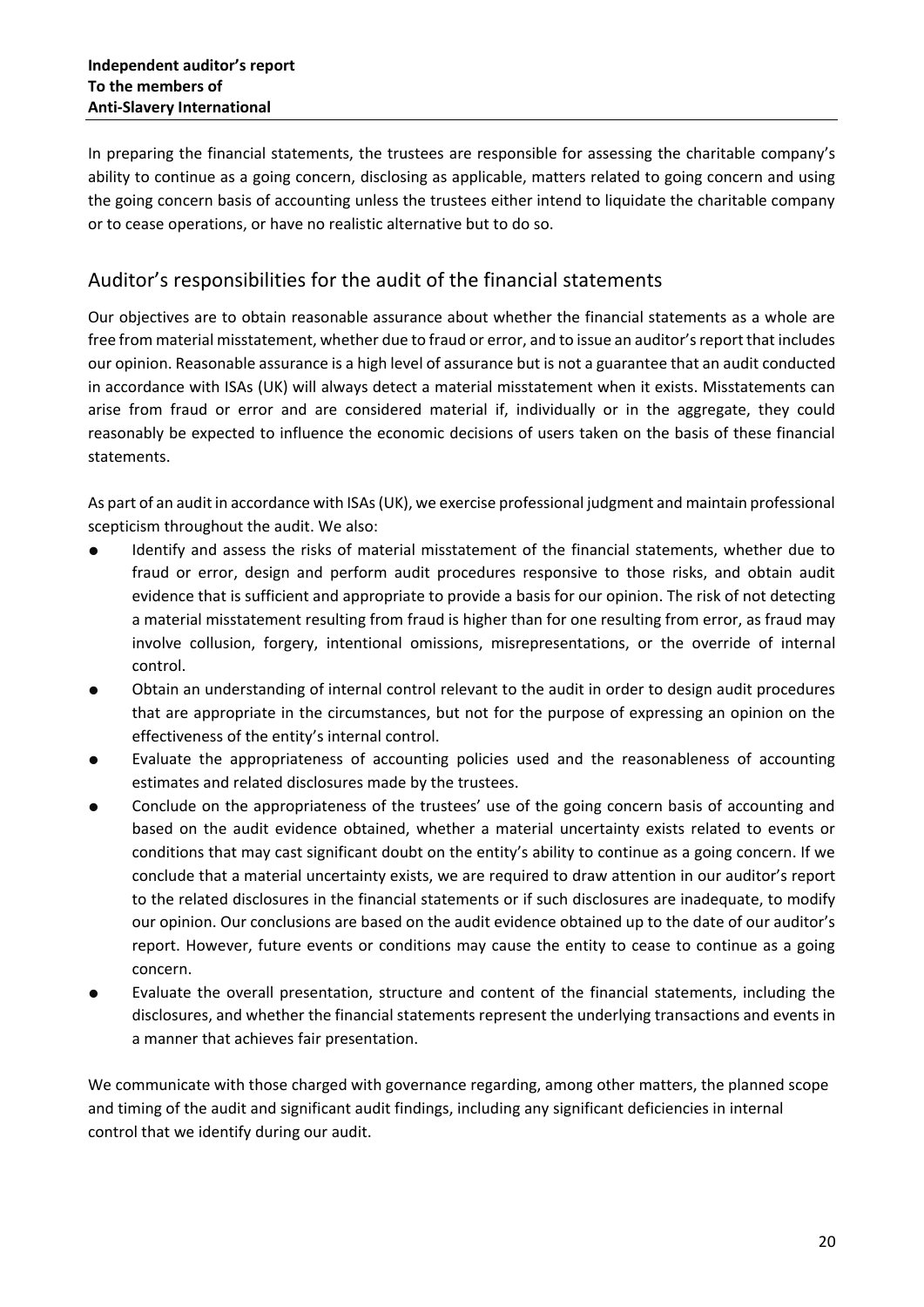In preparing the financial statements, the trustees are responsible for assessing the charitable company's ability to continue as a going concern, disclosing as applicable, matters related to going concern and using the going concern basis of accounting unless the trustees either intend to liquidate the charitable company or to cease operations, or have no realistic alternative but to do so.

## Auditor's responsibilities for the audit of the financial statements

Our objectives are to obtain reasonable assurance about whether the financial statements as a whole are free from material misstatement, whether due to fraud or error, and to issue an auditor's report that includes our opinion. Reasonable assurance is a high level of assurance but is not a guarantee that an audit conducted in accordance with ISAs (UK) will always detect a material misstatement when it exists. Misstatements can arise from fraud or error and are considered material if, individually or in the aggregate, they could reasonably be expected to influence the economic decisions of users taken on the basis of these financial statements.

As part of an audit in accordance with ISAs (UK), we exercise professional judgment and maintain professional scepticism throughout the audit. We also:

- Identify and assess the risks of material misstatement of the financial statements, whether due to fraud or error, design and perform audit procedures responsive to those risks, and obtain audit evidence that is sufficient and appropriate to provide a basis for our opinion. The risk of not detecting a material misstatement resulting from fraud is higher than for one resulting from error, as fraud may involve collusion, forgery, intentional omissions, misrepresentations, or the override of internal control.
- Obtain an understanding of internal control relevant to the audit in order to design audit procedures that are appropriate in the circumstances, but not for the purpose of expressing an opinion on the effectiveness of the entity's internal control.
- Evaluate the appropriateness of accounting policies used and the reasonableness of accounting estimates and related disclosures made by the trustees.
- Conclude on the appropriateness of the trustees' use of the going concern basis of accounting and based on the audit evidence obtained, whether a material uncertainty exists related to events or conditions that may cast significant doubt on the entity's ability to continue as a going concern. If we conclude that a material uncertainty exists, we are required to draw attention in our auditor's report to the related disclosures in the financial statements or if such disclosures are inadequate, to modify our opinion. Our conclusions are based on the audit evidence obtained up to the date of our auditor's report. However, future events or conditions may cause the entity to cease to continue as a going concern.
- Evaluate the overall presentation, structure and content of the financial statements, including the disclosures, and whether the financial statements represent the underlying transactions and events in a manner that achieves fair presentation.

We communicate with those charged with governance regarding, among other matters, the planned scope and timing of the audit and significant audit findings, including any significant deficiencies in internal control that we identify during our audit.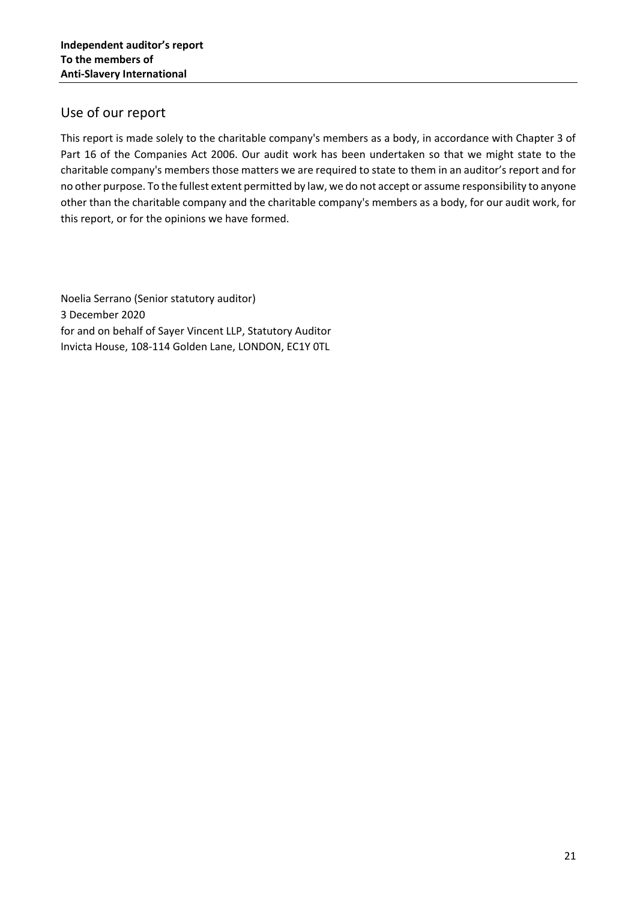## Use of our report

This report is made solely to the charitable company's members as a body, in accordance with Chapter 3 of Part 16 of the Companies Act 2006. Our audit work has been undertaken so that we might state to the charitable company's members those matters we are required to state to them in an auditor's report and for no other purpose. To the fullest extent permitted by law, we do not accept or assume responsibility to anyone other than the charitable company and the charitable company's members as a body, for our audit work, for this report, or for the opinions we have formed.

Noelia Serrano (Senior statutory auditor)
3 December 2020
for and on behalf of Sayer Vincent LLP, Statutory Auditor
Invicta House, 108-114 Golden Lane, LONDON, EC1Y 0TL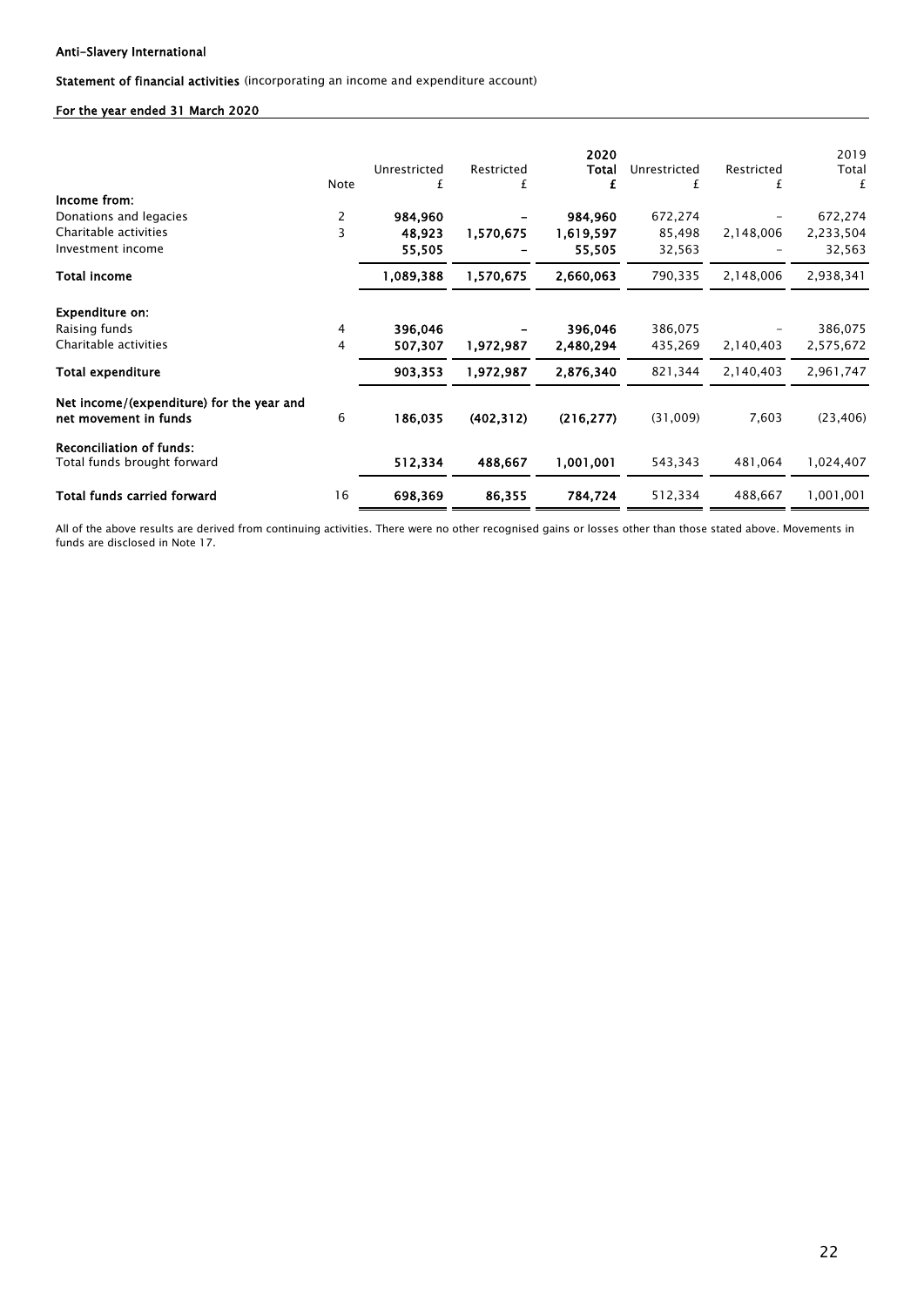**Anti-Slavery International**

**Statement of financial activities** (incorporating an income and expenditure account)

**For the year ended 31 March 2020**

| | Note | Unrestricted £ | Restricted £ | **2020 Total £** | Unrestricted £ | Restricted £ | 2019 Total £ |
|---|---|---|---|---|---|---|---|
| **Income from:** | | | | | | | |
| Donations and legacies | 2 | **984,960** | **–** | **984,960** | 672,274 | – | 672,274 |
| Charitable activities | 3 | **48,923** | **1,570,675** | **1,619,597** | 85,498 | 2,148,006 | 2,233,504 |
| Investment income | | **55,505** | **–** | **55,505** | 32,563 | – | 32,563 |
| **Total income** | | **1,089,388** | **1,570,675** | **2,660,063** | 790,335 | 2,148,006 | 2,938,341 |
| **Expenditure on:** | | | | | | | |
| Raising funds | 4 | **396,046** | **–** | **396,046** | 386,075 | – | 386,075 |
| Charitable activities | 4 | **507,307** | **1,972,987** | **2,480,294** | 435,269 | 2,140,403 | 2,575,672 |
| **Total expenditure** | | **903,353** | **1,972,987** | **2,876,340** | 821,344 | 2,140,403 | 2,961,747 |
| **Net income/(expenditure) for the year and net movement in funds** | 6 | **186,035** | **(402,312)** | **(216,277)** | (31,009) | 7,603 | (23,406) |
| **Reconciliation of funds:** | | | | | | | |
| Total funds brought forward | | **512,334** | **488,667** | **1,001,001** | 543,343 | 481,064 | 1,024,407 |
| **Total funds carried forward** | 16 | **698,369** | **86,355** | **784,724** | 512,334 | 488,667 | 1,001,001 |

All of the above results are derived from continuing activities. There were no other recognised gains or losses other than those stated above. Movements in funds are disclosed in Note 17.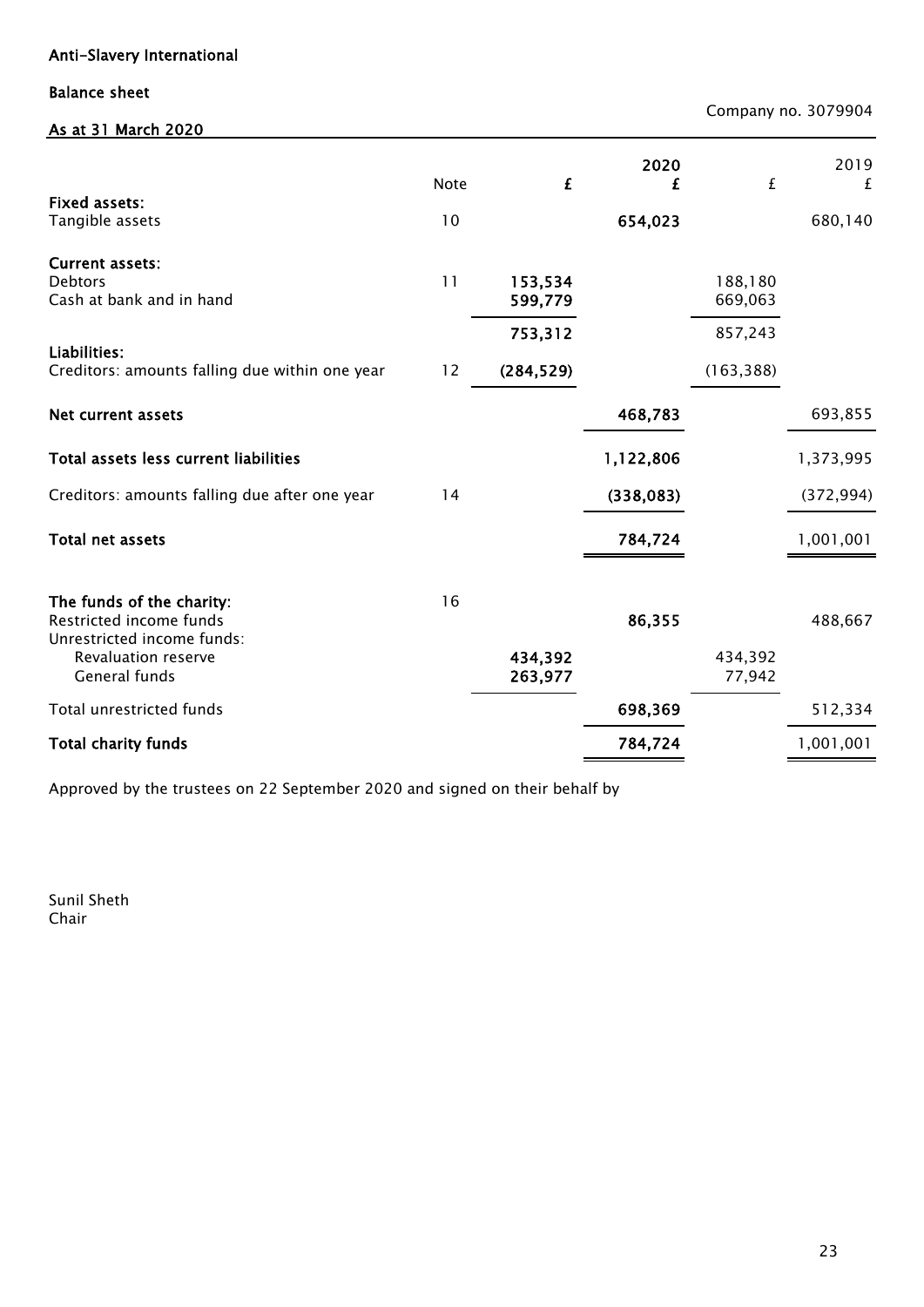**Anti-Slavery International**

**Balance sheet**

**As at 31 March 2020**

Company no. 3079904

| | Note | £ | 2020 £ | £ | 2019 £ |
|---|---|---|---|---|---|
| **Fixed assets:** | | | | | |
| Tangible assets | 10 | | **654,023** | | 680,140 |
| **Current assets:** | | | | | |
| Debtors | 11 | **153,534** | | 188,180 | |
| Cash at bank and in hand | | **599,779** | | 669,063 | |
| | | **753,312** | | 857,243 | |
| **Liabilities:** | | | | | |
| Creditors: amounts falling due within one year | 12 | **(284,529)** | | (163,388) | |
| **Net current assets** | | | **468,783** | | 693,855 |
| **Total assets less current liabilities** | | | **1,122,806** | | 1,373,995 |
| Creditors: amounts falling due after one year | 14 | | **(338,083)** | | (372,994) |
| **Total net assets** | | | **784,724** | | 1,001,001 |
| **The funds of the charity:** | 16 | | | | |
| Restricted income funds | | | **86,355** | | 488,667 |
| Unrestricted income funds: | | | | | |
| Revaluation reserve | | **434,392** | | 434,392 | |
| General funds | | **263,977** | | 77,942 | |
| Total unrestricted funds | | | **698,369** | | 512,334 |
| **Total charity funds** | | | **784,724** | | 1,001,001 |

Approved by the trustees on 22 September 2020 and signed on their behalf by

Sunil Sheth
Chair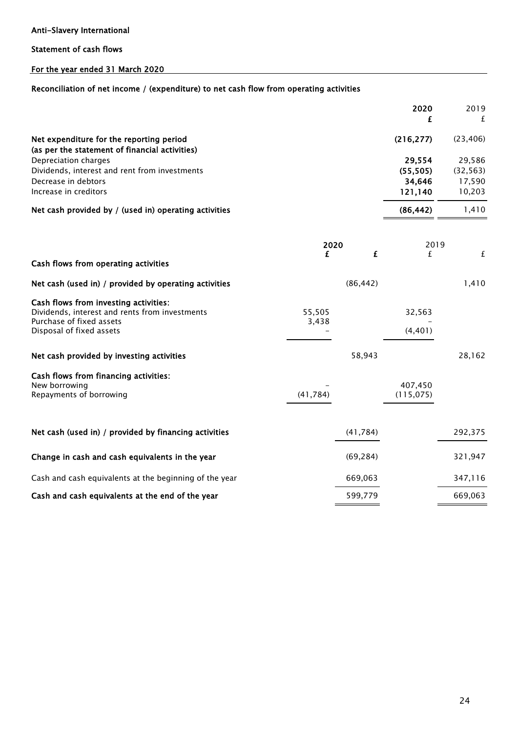**Anti-Slavery International**

**Statement of cash flows**

**For the year ended 31 March 2020**

**Reconciliation of net income / (expenditure) to net cash flow from operating activities**

| | **2020** | 2019 |
|---|---|---|
| | **£** | £ |
| **Net expenditure for the reporting period (as per the statement of financial activities)** | **(216,277)** | (23,406) |
| Depreciation charges | **29,554** | 29,586 |
| Dividends, interest and rent from investments | **(55,505)** | (32,563) |
| Decrease in debtors | **34,646** | 17,590 |
| Increase in creditors | **121,140** | 10,203 |
| **Net cash provided by / (used in) operating activities** | **(86,442)** | 1,410 |

| | **2020** | | 2019 | |
|---|---|---|---|---|
| | **£** | **£** | £ | £ |
| **Cash flows from operating activities** | | | | |
| **Net cash (used in) / provided by operating activities** | | (86,442) | | 1,410 |
| **Cash flows from investing activities:** | | | | |
| Dividends, interest and rents from investments | 55,505 | | 32,563 | |
| Purchase of fixed assets | 3,438 | | – | |
| Disposal of fixed assets | – | | (4,401) | |
| **Net cash provided by investing activities** | | 58,943 | | 28,162 |
| **Cash flows from financing activities:** | | | | |
| New borrowing | – | | 407,450 | |
| Repayments of borrowing | (41,784) | | (115,075) | |
| **Net cash (used in) / provided by financing activities** | | (41,784) | | 292,375 |
| **Change in cash and cash equivalents in the year** | | (69,284) | | 321,947 |
| Cash and cash equivalents at the beginning of the year | | 669,063 | | 347,116 |
| **Cash and cash equivalents at the end of the year** | | 599,779 | | 669,063 |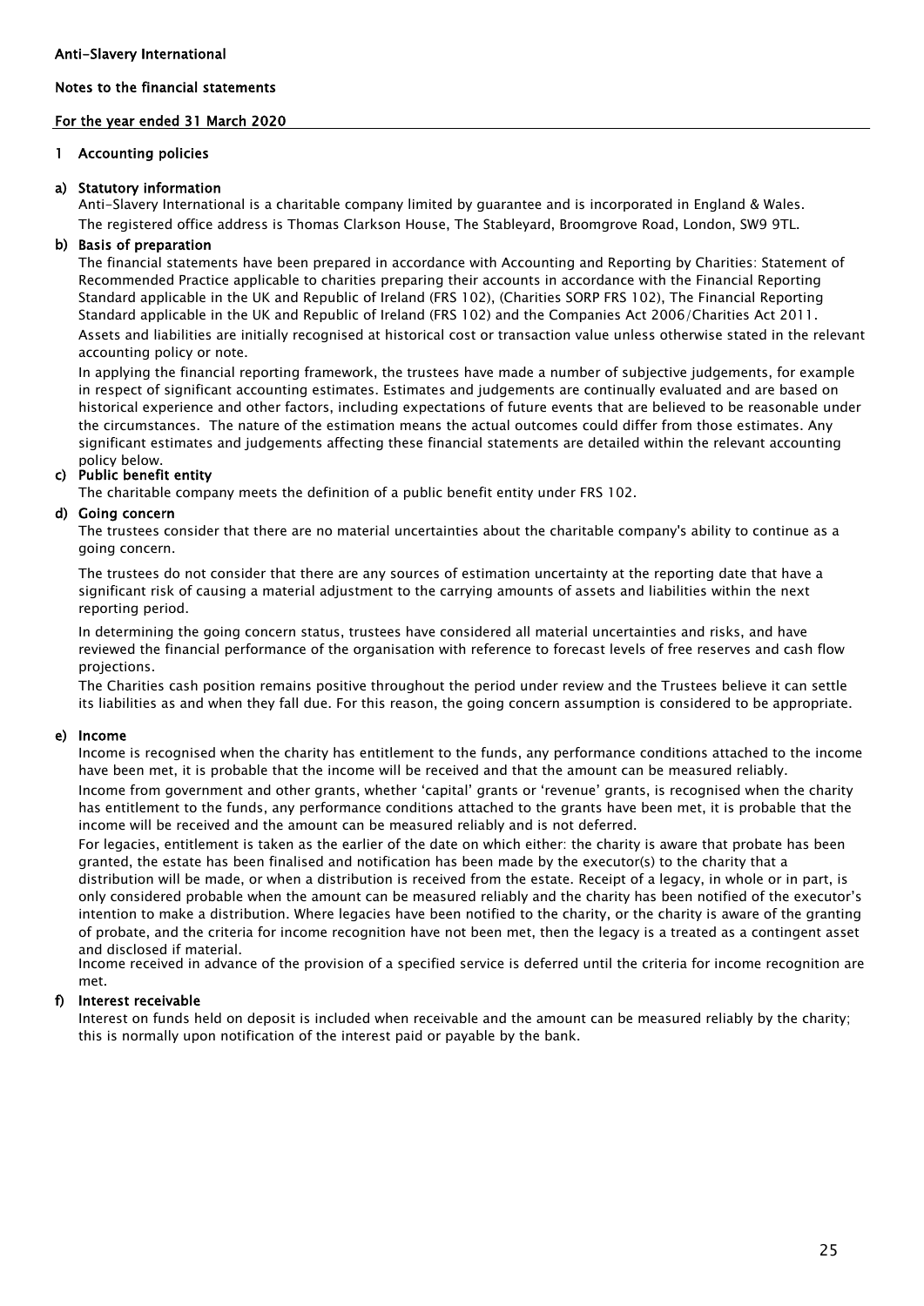Anti-Slavery International

Notes to the financial statements

For the year ended 31 March 2020

## 1 Accounting policies

### a) Statutory information

Anti-Slavery International is a charitable company limited by guarantee and is incorporated in England & Wales.

The registered office address is Thomas Clarkson House, The Stableyard, Broomgrove Road, London, SW9 9TL.

### b) Basis of preparation

The financial statements have been prepared in accordance with Accounting and Reporting by Charities: Statement of Recommended Practice applicable to charities preparing their accounts in accordance with the Financial Reporting Standard applicable in the UK and Republic of Ireland (FRS 102), (Charities SORP FRS 102), The Financial Reporting Standard applicable in the UK and Republic of Ireland (FRS 102) and the Companies Act 2006/Charities Act 2011.

Assets and liabilities are initially recognised at historical cost or transaction value unless otherwise stated in the relevant accounting policy or note.

In applying the financial reporting framework, the trustees have made a number of subjective judgements, for example in respect of significant accounting estimates. Estimates and judgements are continually evaluated and are based on historical experience and other factors, including expectations of future events that are believed to be reasonable under the circumstances. The nature of the estimation means the actual outcomes could differ from those estimates. Any significant estimates and judgements affecting these financial statements are detailed within the relevant accounting policy below.

### c) Public benefit entity

The charitable company meets the definition of a public benefit entity under FRS 102.

### d) Going concern

The trustees consider that there are no material uncertainties about the charitable company's ability to continue as a going concern.

The trustees do not consider that there are any sources of estimation uncertainty at the reporting date that have a significant risk of causing a material adjustment to the carrying amounts of assets and liabilities within the next reporting period.

In determining the going concern status, trustees have considered all material uncertainties and risks, and have reviewed the financial performance of the organisation with reference to forecast levels of free reserves and cash flow projections.

The Charities cash position remains positive throughout the period under review and the Trustees believe it can settle its liabilities as and when they fall due. For this reason, the going concern assumption is considered to be appropriate.

### e) Income

Income is recognised when the charity has entitlement to the funds, any performance conditions attached to the income have been met, it is probable that the income will be received and that the amount can be measured reliably.

Income from government and other grants, whether 'capital' grants or 'revenue' grants, is recognised when the charity has entitlement to the funds, any performance conditions attached to the grants have been met, it is probable that the income will be received and the amount can be measured reliably and is not deferred.

For legacies, entitlement is taken as the earlier of the date on which either: the charity is aware that probate has been granted, the estate has been finalised and notification has been made by the executor(s) to the charity that a distribution will be made, or when a distribution is received from the estate. Receipt of a legacy, in whole or in part, is only considered probable when the amount can be measured reliably and the charity has been notified of the executor's intention to make a distribution. Where legacies have been notified to the charity, or the charity is aware of the granting of probate, and the criteria for income recognition have not been met, then the legacy is a treated as a contingent asset and disclosed if material.

Income received in advance of the provision of a specified service is deferred until the criteria for income recognition are met.

### f) Interest receivable

Interest on funds held on deposit is included when receivable and the amount can be measured reliably by the charity; this is normally upon notification of the interest paid or payable by the bank.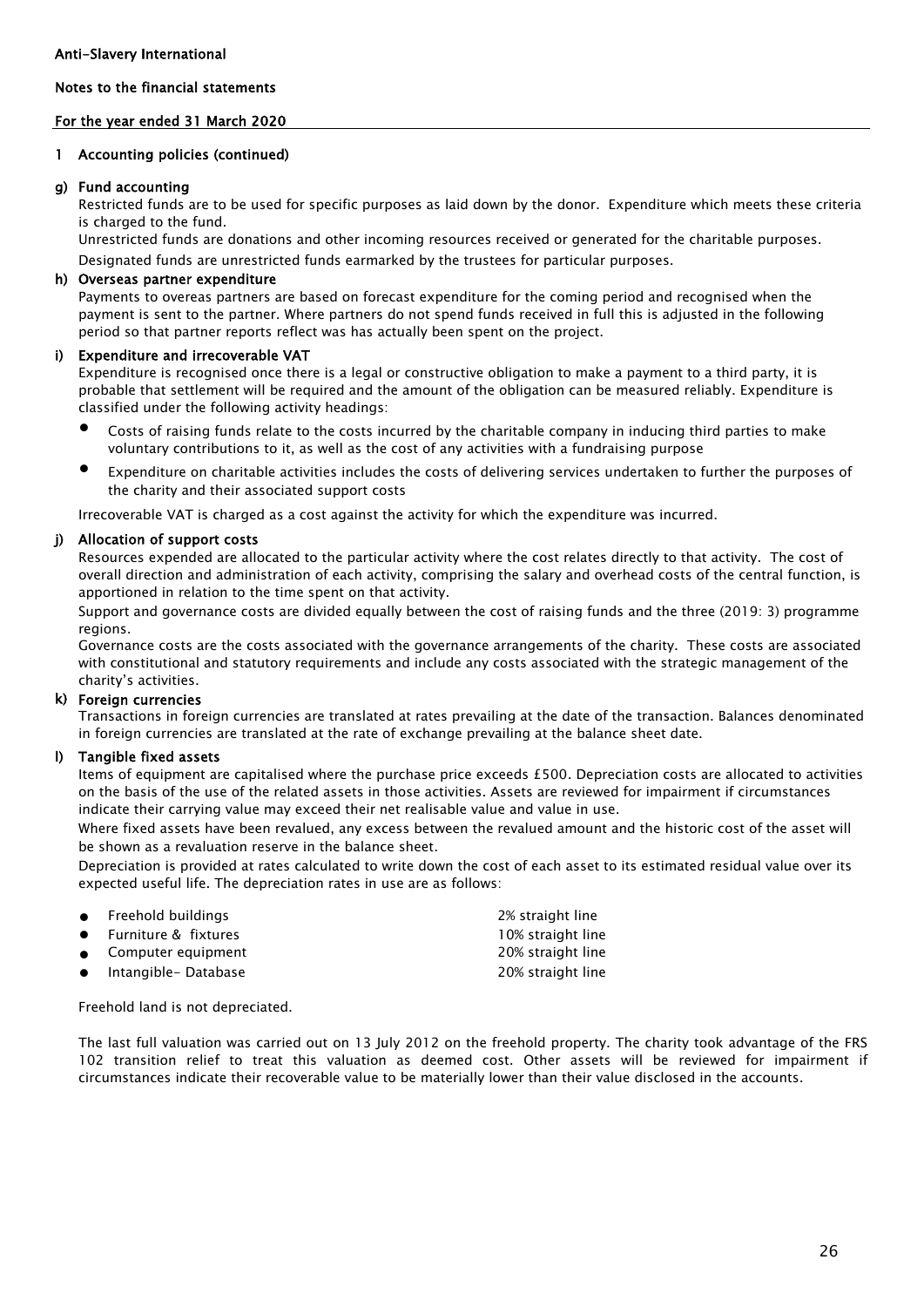Anti-Slavery International

Notes to the financial statements

For the year ended 31 March 2020

## 1 Accounting policies (continued)

### g) Fund accounting

Restricted funds are to be used for specific purposes as laid down by the donor. Expenditure which meets these criteria is charged to the fund.

Unrestricted funds are donations and other incoming resources received or generated for the charitable purposes.

Designated funds are unrestricted funds earmarked by the trustees for particular purposes.

### h) Overseas partner expenditure

Payments to overeas partners are based on forecast expenditure for the coming period and recognised when the payment is sent to the partner. Where partners do not spend funds received in full this is adjusted in the following period so that partner reports reflect was has actually been spent on the project.

### i) Expenditure and irrecoverable VAT

Expenditure is recognised once there is a legal or constructive obligation to make a payment to a third party, it is probable that settlement will be required and the amount of the obligation can be measured reliably. Expenditure is classified under the following activity headings:

- Costs of raising funds relate to the costs incurred by the charitable company in inducing third parties to make voluntary contributions to it, as well as the cost of any activities with a fundraising purpose
- Expenditure on charitable activities includes the costs of delivering services undertaken to further the purposes of the charity and their associated support costs

Irrecoverable VAT is charged as a cost against the activity for which the expenditure was incurred.

### j) Allocation of support costs

Resources expended are allocated to the particular activity where the cost relates directly to that activity. The cost of overall direction and administration of each activity, comprising the salary and overhead costs of the central function, is apportioned in relation to the time spent on that activity.

Support and governance costs are divided equally between the cost of raising funds and the three (2019: 3) programme regions.

Governance costs are the costs associated with the governance arrangements of the charity. These costs are associated with constitutional and statutory requirements and include any costs associated with the strategic management of the charity's activities.

### k) Foreign currencies

Transactions in foreign currencies are translated at rates prevailing at the date of the transaction. Balances denominated in foreign currencies are translated at the rate of exchange prevailing at the balance sheet date.

### l) Tangible fixed assets

Items of equipment are capitalised where the purchase price exceeds £500. Depreciation costs are allocated to activities on the basis of the use of the related assets in those activities. Assets are reviewed for impairment if circumstances indicate their carrying value may exceed their net realisable value and value in use.

Where fixed assets have been revalued, any excess between the revalued amount and the historic cost of the asset will be shown as a revaluation reserve in the balance sheet.

Depreciation is provided at rates calculated to write down the cost of each asset to its estimated residual value over its expected useful life. The depreciation rates in use are as follows:

| | |
|---|---|
| Freehold buildings | 2% straight line |
| Furniture & fixtures | 10% straight line |
| Computer equipment | 20% straight line |
| Intangible- Database | 20% straight line |

Freehold land is not depreciated.

The last full valuation was carried out on 13 July 2012 on the freehold property. The charity took advantage of the FRS 102 transition relief to treat this valuation as deemed cost. Other assets will be reviewed for impairment if circumstances indicate their recoverable value to be materially lower than their value disclosed in the accounts.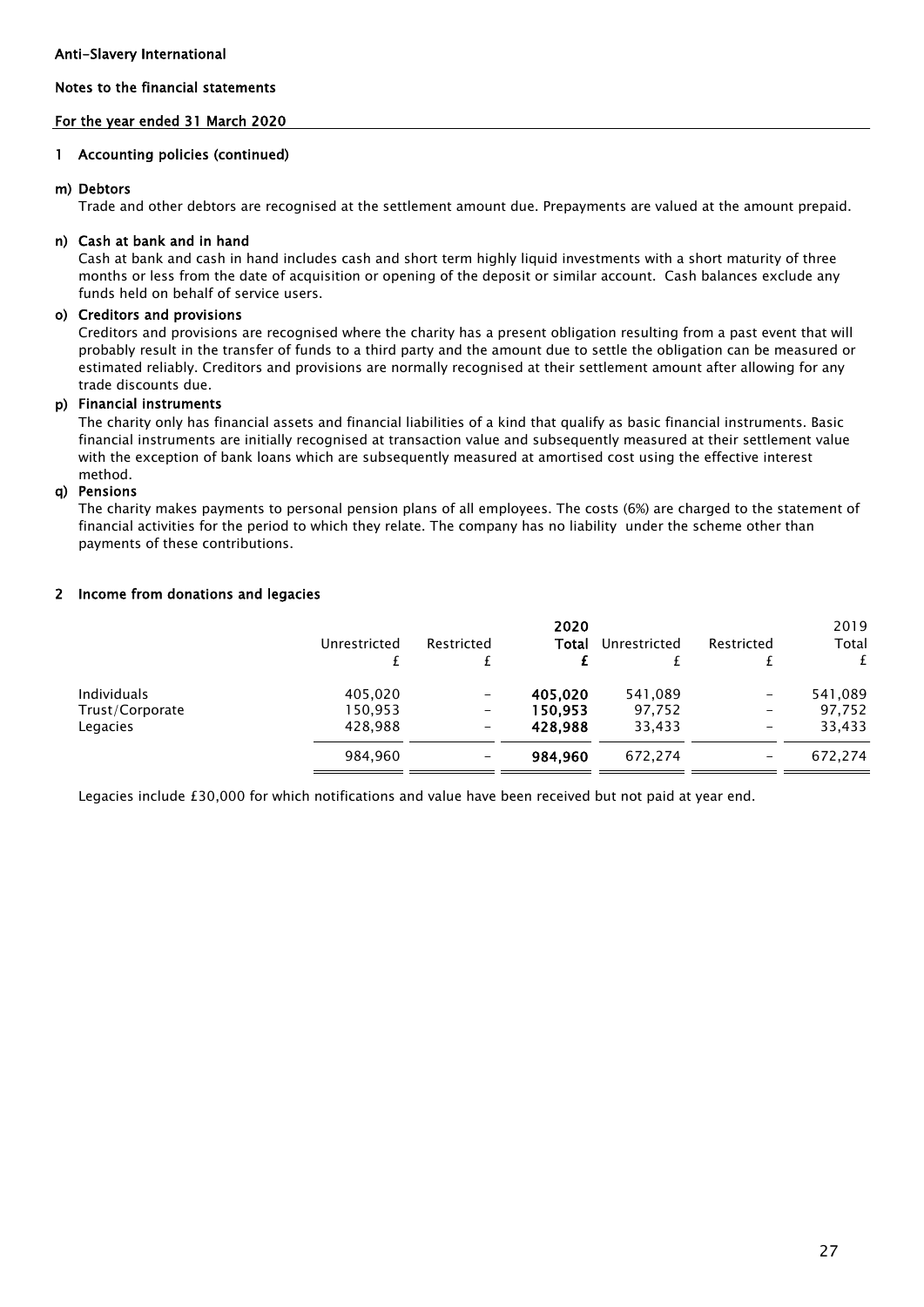Anti-Slavery International

Notes to the financial statements

For the year ended 31 March 2020

## 1 Accounting policies (continued)

**m) Debtors**

Trade and other debtors are recognised at the settlement amount due. Prepayments are valued at the amount prepaid.

**n) Cash at bank and in hand**

Cash at bank and cash in hand includes cash and short term highly liquid investments with a short maturity of three months or less from the date of acquisition or opening of the deposit or similar account. Cash balances exclude any funds held on behalf of service users.

**o) Creditors and provisions**

Creditors and provisions are recognised where the charity has a present obligation resulting from a past event that will probably result in the transfer of funds to a third party and the amount due to settle the obligation can be measured or estimated reliably. Creditors and provisions are normally recognised at their settlement amount after allowing for any trade discounts due.

**p) Financial instruments**

The charity only has financial assets and financial liabilities of a kind that qualify as basic financial instruments. Basic financial instruments are initially recognised at transaction value and subsequently measured at their settlement value with the exception of bank loans which are subsequently measured at amortised cost using the effective interest method.

**q) Pensions**

The charity makes payments to personal pension plans of all employees. The costs (6%) are charged to the statement of financial activities for the period to which they relate. The company has no liability under the scheme other than payments of these contributions.

## 2 Income from donations and legacies

| | Unrestricted | Restricted | 2020 Total | Unrestricted | Restricted | 2019 Total |
|---|---|---|---|---|---|---|
| | £ | £ | **£** | £ | £ | £ |
| Individuals | 405,020 | – | **405,020** | 541,089 | – | 541,089 |
| Trust/Corporate | 150,953 | – | **150,953** | 97,752 | – | 97,752 |
| Legacies | 428,988 | – | **428,988** | 33,433 | – | 33,433 |
| | 984,960 | – | **984,960** | 672,274 | – | 672,274 |

Legacies include £30,000 for which notifications and value have been received but not paid at year end.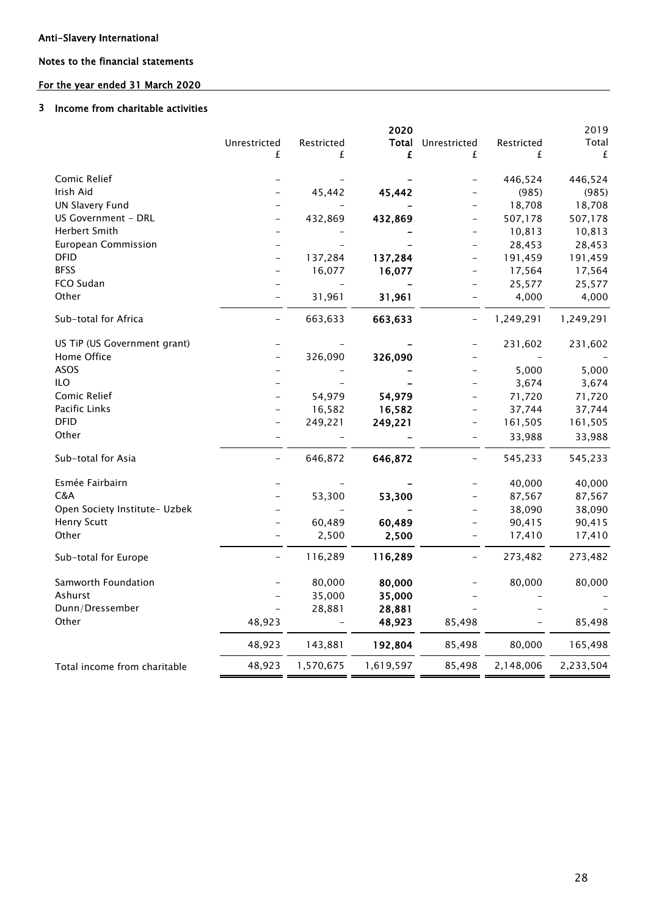Anti-Slavery International

Notes to the financial statements

For the year ended 31 March 2020

## 3 Income from charitable activities

| | Unrestricted £ | Restricted £ | 2020 Total £ | Unrestricted £ | Restricted £ | 2019 Total £ |
|---|---|---|---|---|---|---|
| Comic Relief | – | – | **–** | – | 446,524 | 446,524 |
| Irish Aid | – | 45,442 | **45,442** | – | (985) | (985) |
| UN Slavery Fund | – | – | **–** | – | 18,708 | 18,708 |
| US Government - DRL | – | 432,869 | **432,869** | – | 507,178 | 507,178 |
| Herbert Smith | – | – | **–** | – | 10,813 | 10,813 |
| European Commission | – | – | **–** | – | 28,453 | 28,453 |
| DFID | – | 137,284 | **137,284** | – | 191,459 | 191,459 |
| BFSS | – | 16,077 | **16,077** | – | 17,564 | 17,564 |
| FCO Sudan | – | – | **–** | – | 25,577 | 25,577 |
| Other | – | 31,961 | **31,961** | – | 4,000 | 4,000 |
| Sub-total for Africa | – | 663,633 | **663,633** | – | 1,249,291 | 1,249,291 |
| US TiP (US Government grant) | – | – | **–** | – | 231,602 | 231,602 |
| Home Office | – | 326,090 | **326,090** | – | – | – |
| ASOS | – | – | **–** | – | 5,000 | 5,000 |
| ILO | – | – | **–** | – | 3,674 | 3,674 |
| Comic Relief | – | 54,979 | **54,979** | – | 71,720 | 71,720 |
| Pacific Links | – | 16,582 | **16,582** | – | 37,744 | 37,744 |
| DFID | – | 249,221 | **249,221** | – | 161,505 | 161,505 |
| Other | – | – | **–** | – | 33,988 | 33,988 |
| Sub-total for Asia | – | 646,872 | **646,872** | – | 545,233 | 545,233 |
| Esmée Fairbairn | – | – | **–** | – | 40,000 | 40,000 |
| C&A | – | 53,300 | **53,300** | – | 87,567 | 87,567 |
| Open Society Institute- Uzbek | – | – | **–** | – | 38,090 | 38,090 |
| Henry Scutt | – | 60,489 | **60,489** | – | 90,415 | 90,415 |
| Other | – | 2,500 | **2,500** | – | 17,410 | 17,410 |
| Sub-total for Europe | – | 116,289 | **116,289** | – | 273,482 | 273,482 |
| Samworth Foundation | – | 80,000 | **80,000** | – | 80,000 | 80,000 |
| Ashurst | – | 35,000 | **35,000** | – | – | – |
| Dunn/Dressember | – | 28,881 | **28,881** | – | – | – |
| Other | 48,923 | – | **48,923** | 85,498 | – | 85,498 |
| | 48,923 | 143,881 | **192,804** | 85,498 | 80,000 | 165,498 |
| Total income from charitable | 48,923 | 1,570,675 | 1,619,597 | 85,498 | 2,148,006 | 2,233,504 |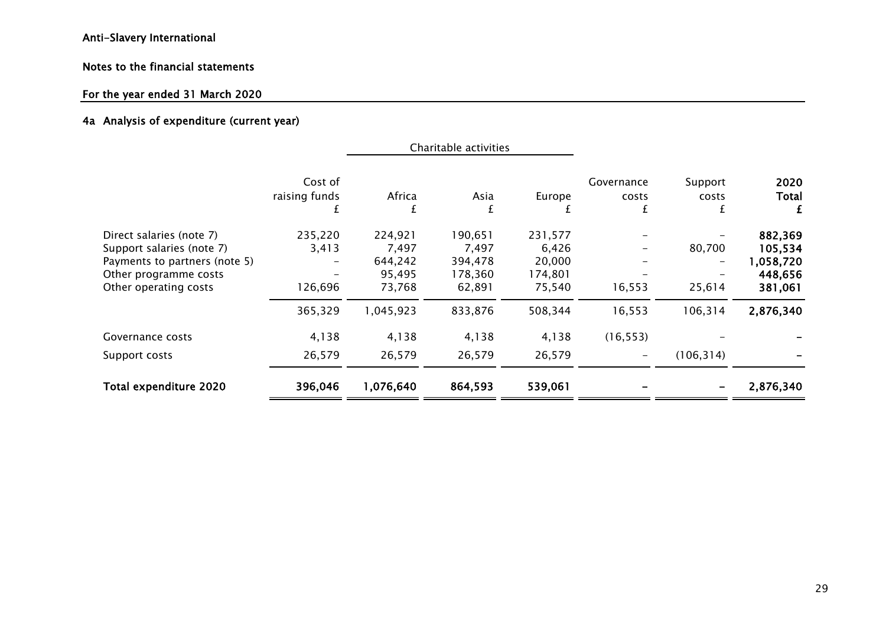Anti-Slavery International

Notes to the financial statements

For the year ended 31 March 2020

#### 4a Analysis of expenditure (current year)

| | Cost of raising funds £ | Charitable activities: Africa £ | Charitable activities: Asia £ | Charitable activities: Europe £ | Governance costs £ | Support costs £ | **2020 Total £** |
|---|---|---|---|---|---|---|---|
| Direct salaries (note 7) | 235,220 | 224,921 | 190,651 | 231,577 | – | – | **882,369** |
| Support salaries (note 7) | 3,413 | 7,497 | 7,497 | 6,426 | – | 80,700 | **105,534** |
| Payments to partners (note 5) | – | 644,242 | 394,478 | 20,000 | – | – | **1,058,720** |
| Other programme costs | – | 95,495 | 178,360 | 174,801 | – | – | **448,656** |
| Other operating costs | 126,696 | 73,768 | 62,891 | 75,540 | 16,553 | 25,614 | **381,061** |
| | 365,329 | 1,045,923 | 833,876 | 508,344 | 16,553 | 106,314 | **2,876,340** |
| Governance costs | 4,138 | 4,138 | 4,138 | 4,138 | (16,553) | – | **–** |
| Support costs | 26,579 | 26,579 | 26,579 | 26,579 | – | (106,314) | **–** |
| **Total expenditure 2020** | **396,046** | **1,076,640** | **864,593** | **539,061** | **–** | **–** | **2,876,340** |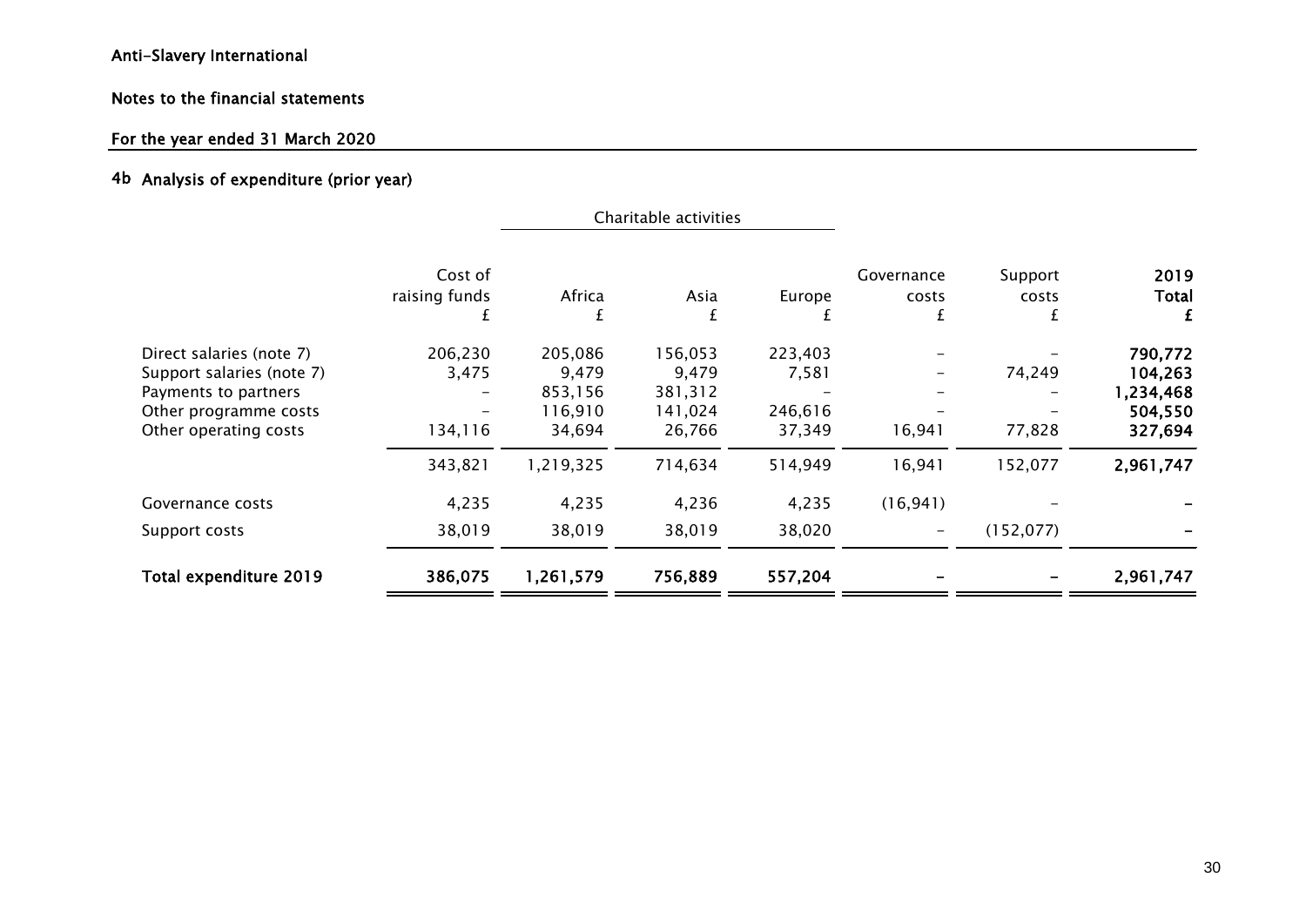Anti-Slavery International

Notes to the financial statements

For the year ended 31 March 2020

## 4b Analysis of expenditure (prior year)

| | Cost of raising funds | Charitable activities | | | Governance costs | Support costs | **2019 Total** |
|---|---|---|---|---|---|---|---|
| | | Africa | Asia | Europe | | | |
| | £ | £ | £ | £ | £ | £ | **£** |
| Direct salaries (note 7) | 206,230 | 205,086 | 156,053 | 223,403 | – | – | **790,772** |
| Support salaries (note 7) | 3,475 | 9,479 | 9,479 | 7,581 | – | 74,249 | **104,263** |
| Payments to partners | – | 853,156 | 381,312 | – | – | – | **1,234,468** |
| Other programme costs | – | 116,910 | 141,024 | 246,616 | – | – | **504,550** |
| Other operating costs | 134,116 | 34,694 | 26,766 | 37,349 | 16,941 | 77,828 | **327,694** |
| | 343,821 | 1,219,325 | 714,634 | 514,949 | 16,941 | 152,077 | **2,961,747** |
| Governance costs | 4,235 | 4,235 | 4,236 | 4,235 | (16,941) | – | **–** |
| Support costs | 38,019 | 38,019 | 38,019 | 38,020 | – | (152,077) | **–** |
| **Total expenditure 2019** | **386,075** | **1,261,579** | **756,889** | **557,204** | **–** | **–** | **2,961,747** |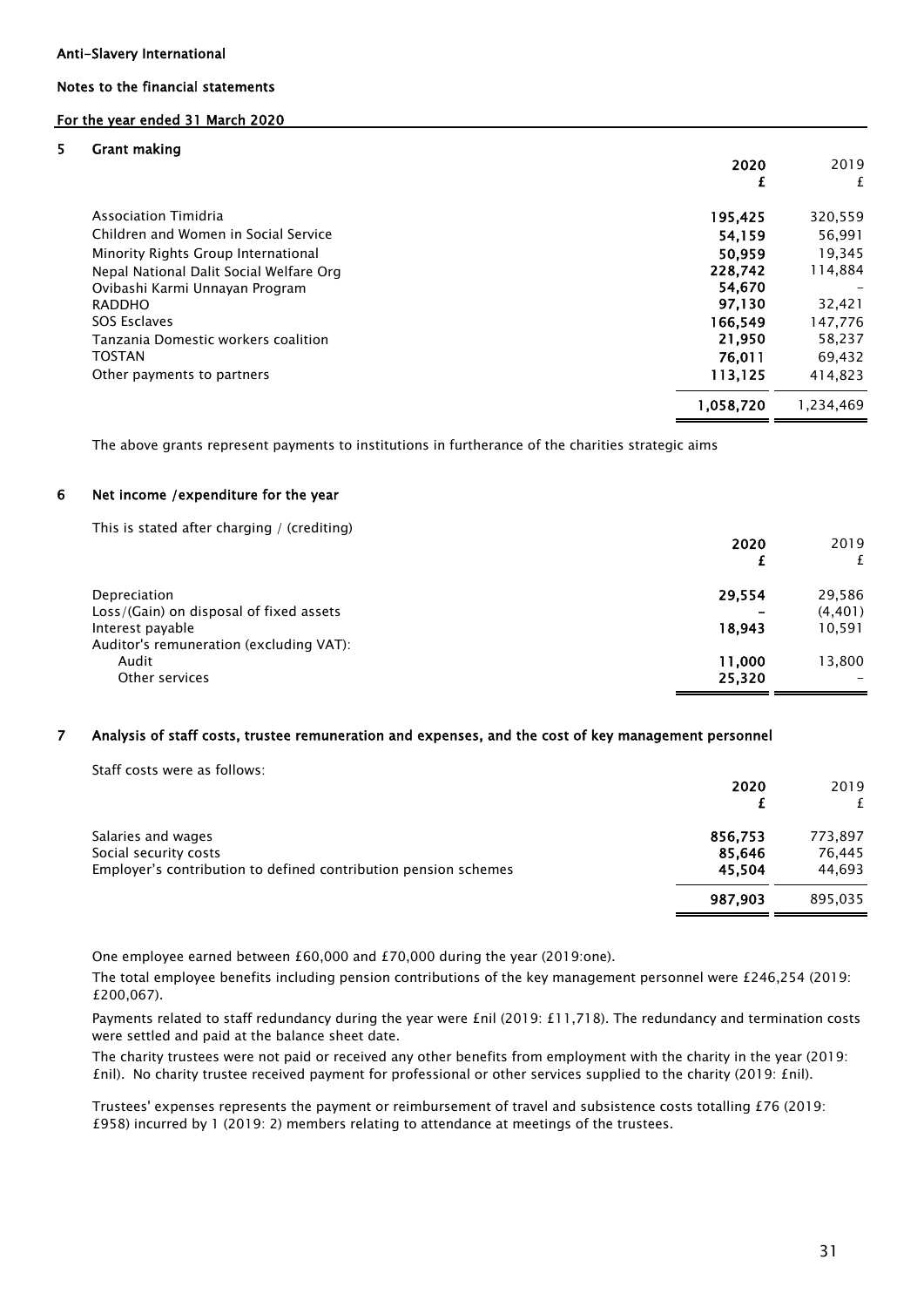**Anti-Slavery International**

**Notes to the financial statements**

**For the year ended 31 March 2020**

## 5 Grant making

| | 2020 £ | 2019 £ |
|---|---|---|
| Association Timidria | **195,425** | 320,559 |
| Children and Women in Social Service | **54,159** | 56,991 |
| Minority Rights Group International | **50,959** | 19,345 |
| Nepal National Dalit Social Welfare Org | **228,742** | 114,884 |
| Ovibashi Karmi Unnayan Program | **54,670** | – |
| RADDHO | **97,130** | 32,421 |
| SOS Esclaves | **166,549** | 147,776 |
| Tanzania Domestic workers coalition | **21,950** | 58,237 |
| TOSTAN | **76,011** | 69,432 |
| Other payments to partners | **113,125** | 414,823 |
| | **1,058,720** | 1,234,469 |

The above grants represent payments to institutions in furtherance of the charities strategic aims

## 6 Net income /expenditure for the year

This is stated after charging / (crediting)

| | 2020 £ | 2019 £ |
|---|---|---|
| Depreciation | **29,554** | 29,586 |
| Loss/(Gain) on disposal of fixed assets | **–** | (4,401) |
| Interest payable | **18,943** | 10,591 |
| Auditor's remuneration (excluding VAT): | | |
| Audit | **11,000** | 13,800 |
| Other services | **25,320** | – |

## 7 Analysis of staff costs, trustee remuneration and expenses, and the cost of key management personnel

Staff costs were as follows:

| | 2020 £ | 2019 £ |
|---|---|---|
| Salaries and wages | **856,753** | 773,897 |
| Social security costs | **85,646** | 76,445 |
| Employer's contribution to defined contribution pension schemes | **45,504** | 44,693 |
| | **987,903** | 895,035 |

One employee earned between £60,000 and £70,000 during the year (2019:one).

The total employee benefits including pension contributions of the key management personnel were £246,254 (2019: £200,067).

Payments related to staff redundancy during the year were £nil (2019: £11,718). The redundancy and termination costs were settled and paid at the balance sheet date.

The charity trustees were not paid or received any other benefits from employment with the charity in the year (2019: £nil). No charity trustee received payment for professional or other services supplied to the charity (2019: £nil).

Trustees' expenses represents the payment or reimbursement of travel and subsistence costs totalling £76 (2019: £958) incurred by 1 (2019: 2) members relating to attendance at meetings of the trustees.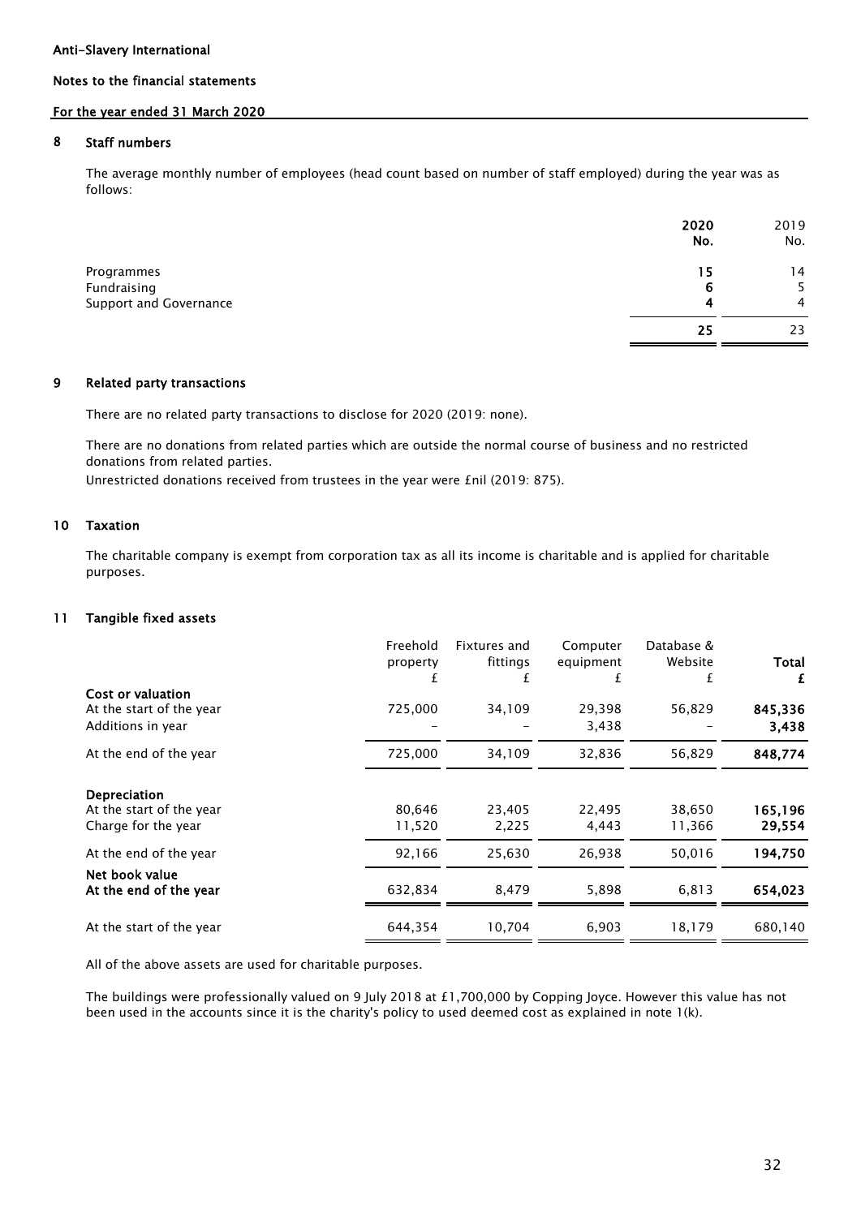Anti-Slavery International

Notes to the financial statements

For the year ended 31 March 2020

## 8 Staff numbers

The average monthly number of employees (head count based on number of staff employed) during the year was as follows:

| | **2020 No.** | 2019 No. |
|---|---|---|
| Programmes | **15** | 14 |
| Fundraising | **6** | 5 |
| Support and Governance | **4** | 4 |
| | **25** | 23 |

## 9 Related party transactions

There are no related party transactions to disclose for 2020 (2019: none).

There are no donations from related parties which are outside the normal course of business and no restricted donations from related parties.

Unrestricted donations received from trustees in the year were £nil (2019: 875).

## 10 Taxation

The charitable company is exempt from corporation tax as all its income is charitable and is applied for charitable purposes.

## 11 Tangible fixed assets

| | Freehold property £ | Fixtures and fittings £ | Computer equipment £ | Database & Website £ | **Total £** |
|---|---|---|---|---|---|
| **Cost or valuation** | | | | | |
| At the start of the year | 725,000 | 34,109 | 29,398 | 56,829 | **845,336** |
| Additions in year | – | – | 3,438 | – | **3,438** |
| At the end of the year | 725,000 | 34,109 | 32,836 | 56,829 | **848,774** |
| **Depreciation** | | | | | |
| At the start of the year | 80,646 | 23,405 | 22,495 | 38,650 | **165,196** |
| Charge for the year | 11,520 | 2,225 | 4,443 | 11,366 | **29,554** |
| At the end of the year | 92,166 | 25,630 | 26,938 | 50,016 | **194,750** |
| **Net book value** | | | | | |
| **At the end of the year** | 632,834 | 8,479 | 5,898 | 6,813 | **654,023** |
| At the start of the year | 644,354 | 10,704 | 6,903 | 18,179 | 680,140 |

All of the above assets are used for charitable purposes.

The buildings were professionally valued on 9 July 2018 at £1,700,000 by Copping Joyce. However this value has not been used in the accounts since it is the charity's policy to used deemed cost as explained in note 1(k).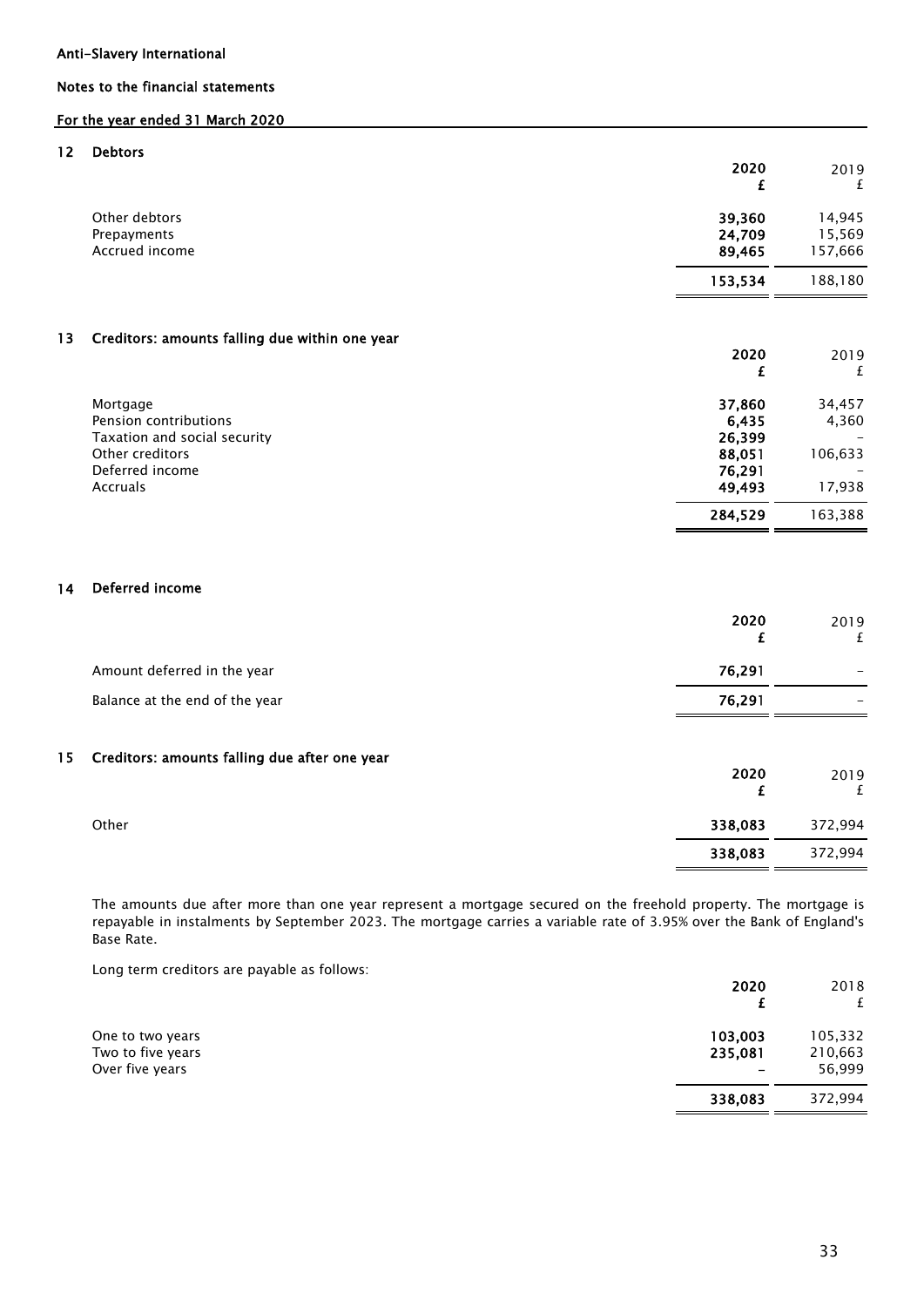**Anti-Slavery International**

**Notes to the financial statements**

**For the year ended 31 March 2020**

## 12 Debtors

| | 2020 £ | 2019 £ |
|---|---|---|
| Other debtors | **39,360** | 14,945 |
| Prepayments | **24,709** | 15,569 |
| Accrued income | **89,465** | 157,666 |
| | **153,534** | 188,180 |

## 13 Creditors: amounts falling due within one year

| | 2020 £ | 2019 £ |
|---|---|---|
| Mortgage | **37,860** | 34,457 |
| Pension contributions | **6,435** | 4,360 |
| Taxation and social security | **26,399** | – |
| Other creditors | **88,051** | 106,633 |
| Deferred income | **76,291** | – |
| Accruals | **49,493** | 17,938 |
| | **284,529** | 163,388 |

## 14 Deferred income

| | 2020 £ | 2019 £ |
|---|---|---|
| Amount deferred in the year | **76,291** | – |
| Balance at the end of the year | **76,291** | – |

## 15 Creditors: amounts falling due after one year

| | 2020 £ | 2019 £ |
|---|---|---|
| Other | **338,083** | 372,994 |
| | **338,083** | 372,994 |

The amounts due after more than one year represent a mortgage secured on the freehold property. The mortgage is repayable in instalments by September 2023. The mortgage carries a variable rate of 3.95% over the Bank of England's Base Rate.

Long term creditors are payable as follows:

| | 2020 £ | 2018 £ |
|---|---|---|
| One to two years | **103,003** | 105,332 |
| Two to five years | **235,081** | 210,663 |
| Over five years | – | 56,999 |
| | **338,083** | 372,994 |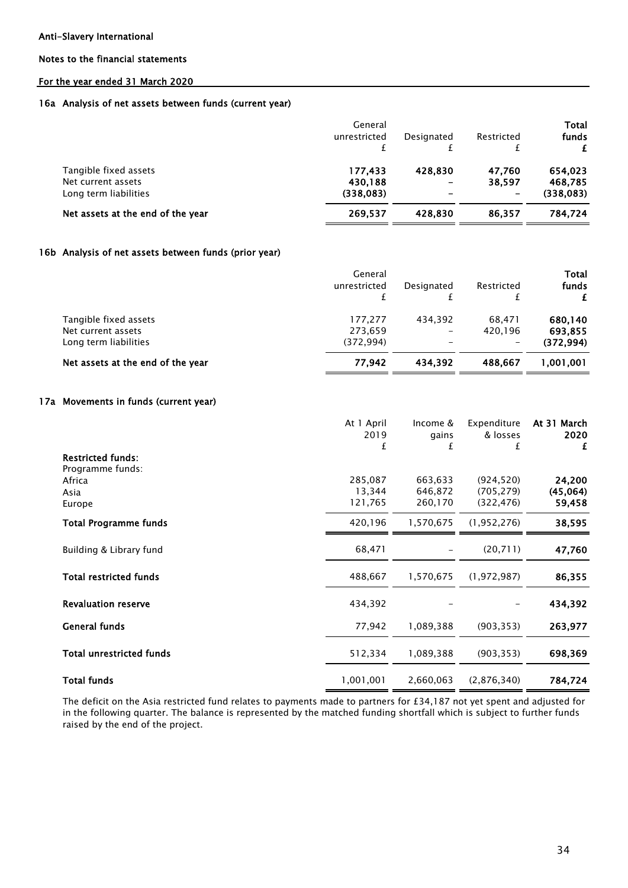Anti-Slavery International

Notes to the financial statements

For the year ended 31 March 2020

## 16a Analysis of net assets between funds (current year)

| | General unrestricted £ | Designated £ | Restricted £ | **Total funds £** |
|---|---|---|---|---|
| Tangible fixed assets | **177,433** | **428,830** | **47,760** | **654,023** |
| Net current assets | **430,188** | **–** | **38,597** | **468,785** |
| Long term liabilities | **(338,083)** | **–** | **–** | **(338,083)** |
| **Net assets at the end of the year** | **269,537** | **428,830** | **86,357** | **784,724** |

## 16b Analysis of net assets between funds (prior year)

| | General unrestricted £ | Designated £ | Restricted £ | **Total funds £** |
|---|---|---|---|---|
| Tangible fixed assets | 177,277 | 434,392 | 68,471 | **680,140** |
| Net current assets | 273,659 | – | 420,196 | **693,855** |
| Long term liabilities | (372,994) | – | – | **(372,994)** |
| **Net assets at the end of the year** | **77,942** | **434,392** | **488,667** | **1,001,001** |

## 17a Movements in funds (current year)

| | At 1 April 2019 £ | Income & gains £ | Expenditure & losses £ | **At 31 March 2020 £** |
|---|---|---|---|---|
| **Restricted funds:** | | | | |
| Programme funds: | | | | |
| Africa | 285,087 | 663,633 | (924,520) | **24,200** |
| Asia | 13,344 | 646,872 | (705,279) | **(45,064)** |
| Europe | 121,765 | 260,170 | (322,476) | **59,458** |
| **Total Programme funds** | 420,196 | 1,570,675 | (1,952,276) | **38,595** |
| Building & Library fund | 68,471 | – | (20,711) | **47,760** |
| **Total restricted funds** | 488,667 | 1,570,675 | (1,972,987) | **86,355** |
| **Revaluation reserve** | 434,392 | – | – | **434,392** |
| **General funds** | 77,942 | 1,089,388 | (903,353) | **263,977** |
| **Total unrestricted funds** | 512,334 | 1,089,388 | (903,353) | **698,369** |
| **Total funds** | 1,001,001 | 2,660,063 | (2,876,340) | **784,724** |

The deficit on the Asia restricted fund relates to payments made to partners for £34,187 not yet spent and adjusted for in the following quarter. The balance is represented by the matched funding shortfall which is subject to further funds raised by the end of the project.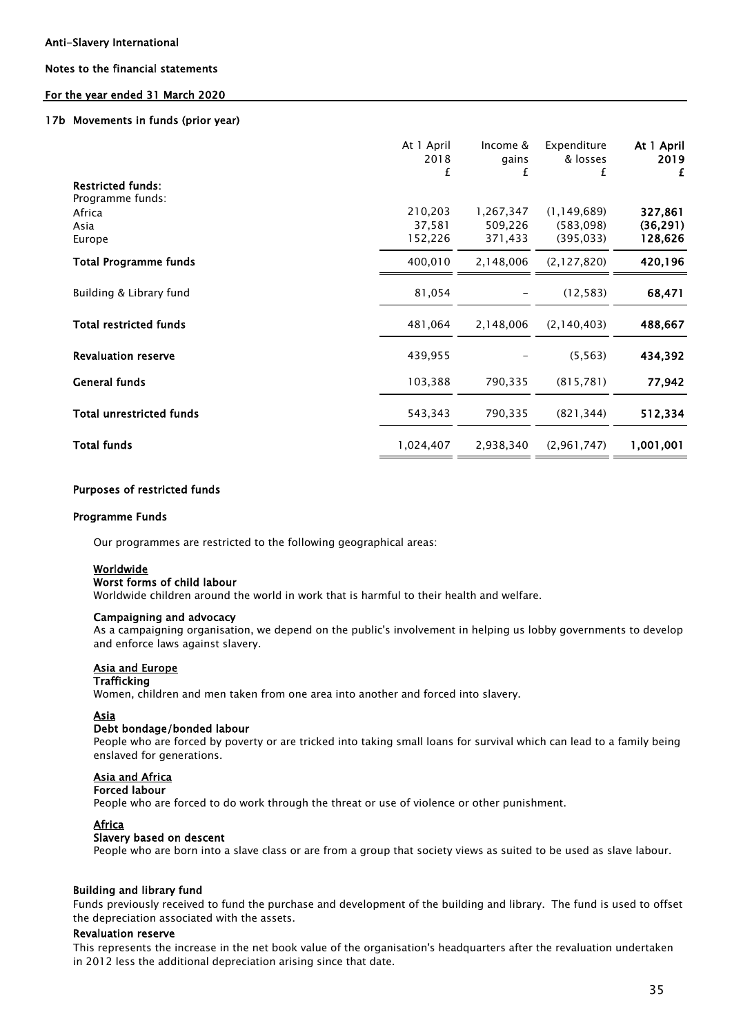Anti-Slavery International

Notes to the financial statements

For the year ended 31 March 2020

### 17b Movements in funds (prior year)

| | At 1 April 2018 £ | Income & gains £ | Expenditure & losses £ | **At 1 April 2019 £** |
|---|---|---|---|---|
| **Restricted funds**: | | | | |
| Programme funds: | | | | |
| Africa | 210,203 | 1,267,347 | (1,149,689) | **327,861** |
| Asia | 37,581 | 509,226 | (583,098) | **(36,291)** |
| Europe | 152,226 | 371,433 | (395,033) | **128,626** |
| **Total Programme funds** | 400,010 | 2,148,006 | (2,127,820) | **420,196** |
| Building & Library fund | 81,054 | – | (12,583) | **68,471** |
| **Total restricted funds** | 481,064 | 2,148,006 | (2,140,403) | **488,667** |
| **Revaluation reserve** | 439,955 | – | (5,563) | **434,392** |
| **General funds** | 103,388 | 790,335 | (815,781) | **77,942** |
| **Total unrestricted funds** | 543,343 | 790,335 | (821,344) | **512,334** |
| **Total funds** | 1,024,407 | 2,938,340 | (2,961,747) | **1,001,001** |

### Purposes of restricted funds

#### Programme Funds

Our programmes are restricted to the following geographical areas:

Worldwide

**Worst forms of child labour**

Worldwide children around the world in work that is harmful to their health and welfare.

**Campaigning and advocacy**

As a campaigning organisation, we depend on the public's involvement in helping us lobby governments to develop and enforce laws against slavery.

Asia and Europe

**Trafficking**

Women, children and men taken from one area into another and forced into slavery.

Asia

**Debt bondage/bonded labour**

People who are forced by poverty or are tricked into taking small loans for survival which can lead to a family being enslaved for generations.

Asia and Africa

**Forced labour**

People who are forced to do work through the threat or use of violence or other punishment.

Africa

**Slavery based on descent**

People who are born into a slave class or are from a group that society views as suited to be used as slave labour.

#### Building and library fund

Funds previously received to fund the purchase and development of the building and library. The fund is used to offset the depreciation associated with the assets.

#### Revaluation reserve

This represents the increase in the net book value of the organisation's headquarters after the revaluation undertaken in 2012 less the additional depreciation arising since that date.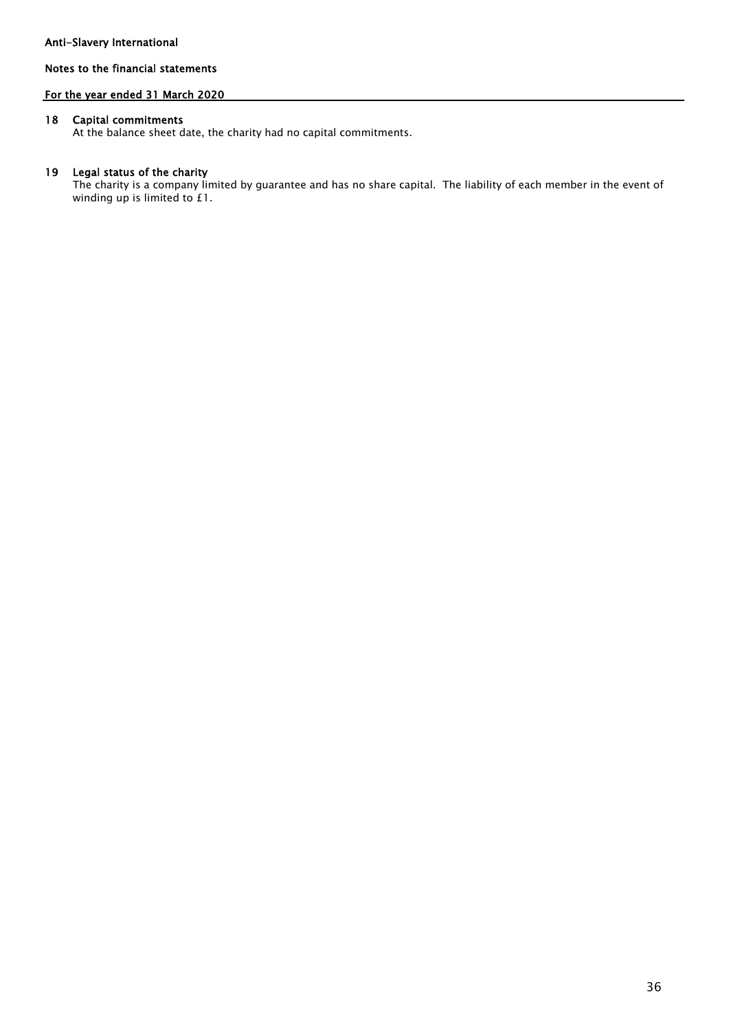## 18 Capital commitments

At the balance sheet date, the charity had no capital commitments.

## 19 Legal status of the charity

The charity is a company limited by guarantee and has no share capital. The liability of each member in the event of winding up is limited to £1.